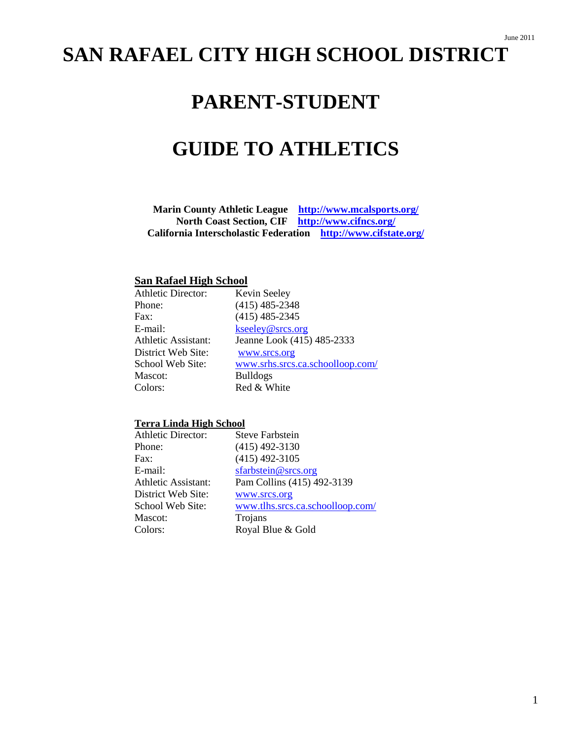June 2011

# SAN RAFAEL CITY HIGH SCHOOL DISTRICT

# PARENT-STUDENT

# GUIDE TO ATHLETICS

**Marin County Athletic League** **http://www.mcalsports.org/**
**North Coast Section, CIF** **http://www.cifncs.org/**
**California Interscholastic Federation** **http://www.cifstate.org/**

## San Rafael High School

| | |
|---|---|
| Athletic Director: | Kevin Seeley |
| Phone: | (415) 485-2348 |
| Fax: | (415) 485-2345 |
| E-mail: | kseeley@srcs.org |
| Athletic Assistant: | Jeanne Look (415) 485-2333 |
| District Web Site: | www.srcs.org |
| School Web Site: | www.srhs.srcs.ca.schoolloop.com/ |
| Mascot: | Bulldogs |
| Colors: | Red & White |

## Terra Linda High School

| | |
|---|---|
| Athletic Director: | Steve Farbstein |
| Phone: | (415) 492-3130 |
| Fax: | (415) 492-3105 |
| E-mail: | sfarbstein@srcs.org |
| Athletic Assistant: | Pam Collins (415) 492-3139 |
| District Web Site: | www.srcs.org |
| School Web Site: | www.tlhs.srcs.ca.schoolloop.com/ |
| Mascot: | Trojans |
| Colors: | Royal Blue & Gold |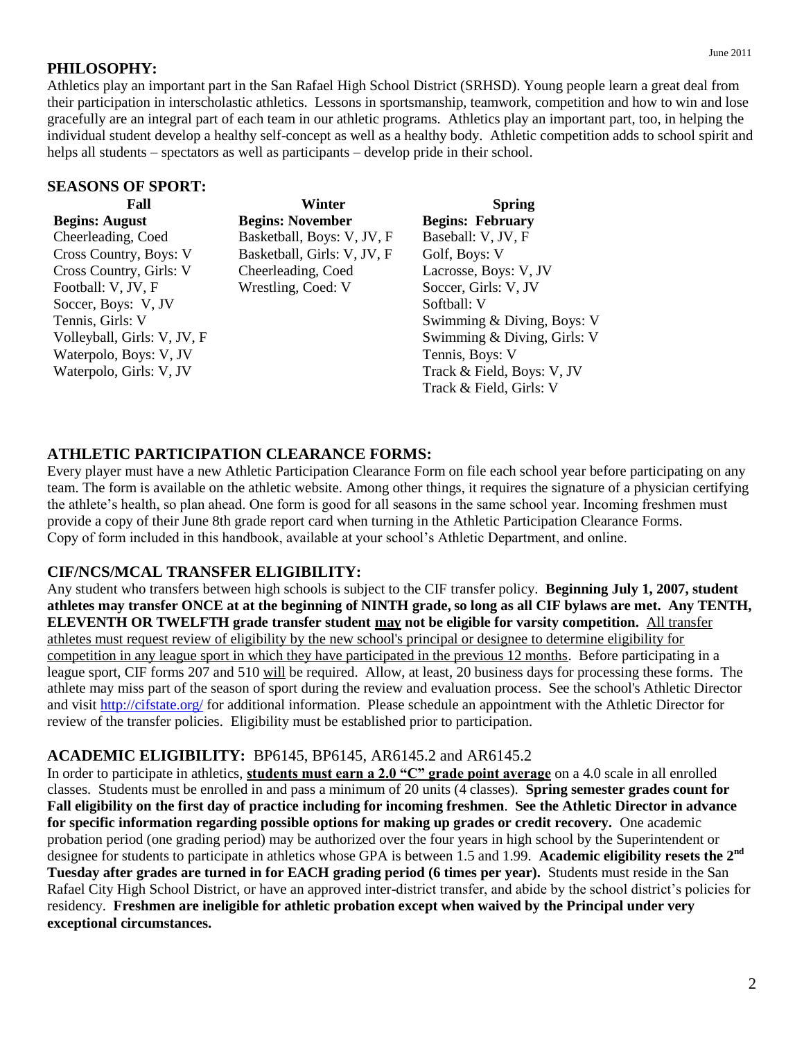## PHILOSOPHY:

Athletics play an important part in the San Rafael High School District (SRHSD). Young people learn a great deal from their participation in interscholastic athletics. Lessons in sportsmanship, teamwork, competition and how to win and lose gracefully are an integral part of each team in our athletic programs. Athletics play an important part, too, in helping the individual student develop a healthy self-concept as well as a healthy body. Athletic competition adds to school spirit and helps all students – spectators as well as participants – develop pride in their school.

## SEASONS OF SPORT:

| Fall | Winter | Spring |
|---|---|---|
| **Begins: August** | **Begins: November** | **Begins: February** |
| Cheerleading, Coed | Basketball, Boys: V, JV, F | Baseball: V, JV, F |
| Cross Country, Boys: V | Basketball, Girls: V, JV, F | Golf, Boys: V |
| Cross Country, Girls: V | Cheerleading, Coed | Lacrosse, Boys: V, JV |
| Football: V, JV, F | Wrestling, Coed: V | Soccer, Girls: V, JV |
| Soccer, Boys: V, JV | | Softball: V |
| Tennis, Girls: V | | Swimming & Diving, Boys: V |
| Volleyball, Girls: V, JV, F | | Swimming & Diving, Girls: V |
| Waterpolo, Boys: V, JV | | Tennis, Boys: V |
| Waterpolo, Girls: V, JV | | Track & Field, Boys: V, JV |
| | | Track & Field, Girls: V |

## ATHLETIC PARTICIPATION CLEARANCE FORMS:

Every player must have a new Athletic Participation Clearance Form on file each school year before participating on any team. The form is available on the athletic website. Among other things, it requires the signature of a physician certifying the athlete's health, so plan ahead. One form is good for all seasons in the same school year. Incoming freshmen must provide a copy of their June 8th grade report card when turning in the Athletic Participation Clearance Forms.
Copy of form included in this handbook, available at your school's Athletic Department, and online.

## CIF/NCS/MCAL TRANSFER ELIGIBILITY:

Any student who transfers between high schools is subject to the CIF transfer policy. **Beginning July 1, 2007, student athletes may transfer ONCE at at the beginning of NINTH grade, so long as all CIF bylaws are met. Any TENTH, ELEVENTH OR TWELFTH grade transfer student may not be eligible for varsity competition.** All transfer athletes must request review of eligibility by the new school's principal or designee to determine eligibility for competition in any league sport in which they have participated in the previous 12 months. Before participating in a league sport, CIF forms 207 and 510 will be required. Allow, at least, 20 business days for processing these forms. The athlete may miss part of the season of sport during the review and evaluation process. See the school's Athletic Director and visit http://cifstate.org/ for additional information. Please schedule an appointment with the Athletic Director for review of the transfer policies. Eligibility must be established prior to participation.

## ACADEMIC ELIGIBILITY: BP6145, BP6145, AR6145.2 and AR6145.2

In order to participate in athletics, **students must earn a 2.0 "C" grade point average** on a 4.0 scale in all enrolled classes. Students must be enrolled in and pass a minimum of 20 units (4 classes). **Spring semester grades count for Fall eligibility on the first day of practice including for incoming freshmen**. **See the Athletic Director in advance for specific information regarding possible options for making up grades or credit recovery.** One academic probation period (one grading period) may be authorized over the four years in high school by the Superintendent or designee for students to participate in athletics whose GPA is between 1.5 and 1.99. **Academic eligibility resets the 2nd Tuesday after grades are turned in for EACH grading period (6 times per year).** Students must reside in the San Rafael City High School District, or have an approved inter-district transfer, and abide by the school district's policies for residency. **Freshmen are ineligible for athletic probation except when waived by the Principal under very exceptional circumstances.**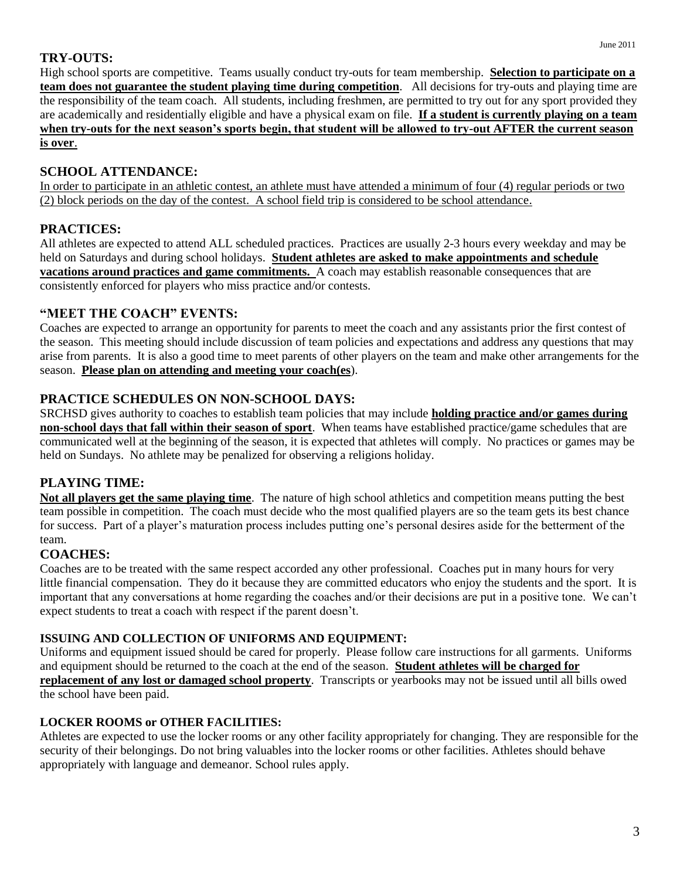## TRY-OUTS:

High school sports are competitive. Teams usually conduct try-outs for team membership. **Selection to participate on a team does not guarantee the student playing time during competition**. All decisions for try-outs and playing time are the responsibility of the team coach. All students, including freshmen, are permitted to try out for any sport provided they are academically and residentially eligible and have a physical exam on file. **If a student is currently playing on a team when try-outs for the next season's sports begin, that student will be allowed to try-out AFTER the current season is over**.

## SCHOOL ATTENDANCE:

In order to participate in an athletic contest, an athlete must have attended a minimum of four (4) regular periods or two (2) block periods on the day of the contest. A school field trip is considered to be school attendance.

## PRACTICES:

All athletes are expected to attend ALL scheduled practices. Practices are usually 2-3 hours every weekday and may be held on Saturdays and during school holidays. **Student athletes are asked to make appointments and schedule vacations around practices and game commitments.** A coach may establish reasonable consequences that are consistently enforced for players who miss practice and/or contests.

## "MEET THE COACH" EVENTS:

Coaches are expected to arrange an opportunity for parents to meet the coach and any assistants prior the first contest of the season. This meeting should include discussion of team policies and expectations and address any questions that may arise from parents. It is also a good time to meet parents of other players on the team and make other arrangements for the season. **Please plan on attending and meeting your coach(es**).

## PRACTICE SCHEDULES ON NON-SCHOOL DAYS:

SRCHSD gives authority to coaches to establish team policies that may include **holding practice and/or games during non-school days that fall within their season of sport**. When teams have established practice/game schedules that are communicated well at the beginning of the season, it is expected that athletes will comply. No practices or games may be held on Sundays. No athlete may be penalized for observing a religions holiday.

## PLAYING TIME:

**Not all players get the same playing time**. The nature of high school athletics and competition means putting the best team possible in competition. The coach must decide who the most qualified players are so the team gets its best chance for success. Part of a player's maturation process includes putting one's personal desires aside for the betterment of the team.

## COACHES:

Coaches are to be treated with the same respect accorded any other professional. Coaches put in many hours for very little financial compensation. They do it because they are committed educators who enjoy the students and the sport. It is important that any conversations at home regarding the coaches and/or their decisions are put in a positive tone. We can't expect students to treat a coach with respect if the parent doesn't.

### ISSUING AND COLLECTION OF UNIFORMS AND EQUIPMENT:

Uniforms and equipment issued should be cared for properly. Please follow care instructions for all garments. Uniforms and equipment should be returned to the coach at the end of the season. **Student athletes will be charged for replacement of any lost or damaged school property**. Transcripts or yearbooks may not be issued until all bills owed the school have been paid.

### LOCKER ROOMS or OTHER FACILITIES:

Athletes are expected to use the locker rooms or any other facility appropriately for changing. They are responsible for the security of their belongings. Do not bring valuables into the locker rooms or other facilities. Athletes should behave appropriately with language and demeanor. School rules apply.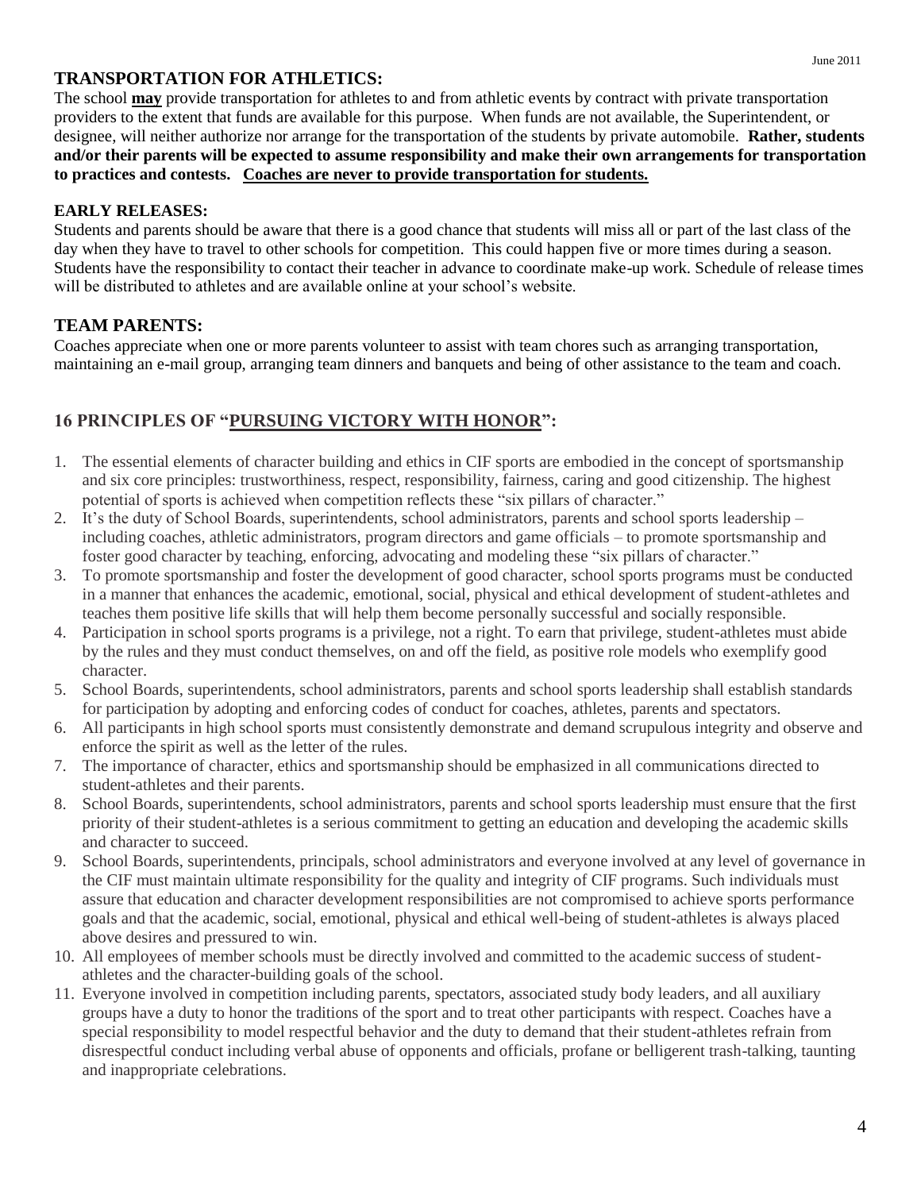## TRANSPORTATION FOR ATHLETICS:

The school **may** provide transportation for athletes to and from athletic events by contract with private transportation providers to the extent that funds are available for this purpose. When funds are not available, the Superintendent, or designee, will neither authorize nor arrange for the transportation of the students by private automobile. **Rather, students and/or their parents will be expected to assume responsibility and make their own arrangements for transportation to practices and contests. Coaches are never to provide transportation for students.**

### EARLY RELEASES:

Students and parents should be aware that there is a good chance that students will miss all or part of the last class of the day when they have to travel to other schools for competition. This could happen five or more times during a season. Students have the responsibility to contact their teacher in advance to coordinate make-up work. Schedule of release times will be distributed to athletes and are available online at your school's website.

## TEAM PARENTS:

Coaches appreciate when one or more parents volunteer to assist with team chores such as arranging transportation, maintaining an e-mail group, arranging team dinners and banquets and being of other assistance to the team and coach.

## 16 PRINCIPLES OF "PURSUING VICTORY WITH HONOR":

1. The essential elements of character building and ethics in CIF sports are embodied in the concept of sportsmanship and six core principles: trustworthiness, respect, responsibility, fairness, caring and good citizenship. The highest potential of sports is achieved when competition reflects these "six pillars of character."
2. It's the duty of School Boards, superintendents, school administrators, parents and school sports leadership – including coaches, athletic administrators, program directors and game officials – to promote sportsmanship and foster good character by teaching, enforcing, advocating and modeling these "six pillars of character."
3. To promote sportsmanship and foster the development of good character, school sports programs must be conducted in a manner that enhances the academic, emotional, social, physical and ethical development of student-athletes and teaches them positive life skills that will help them become personally successful and socially responsible.
4. Participation in school sports programs is a privilege, not a right. To earn that privilege, student-athletes must abide by the rules and they must conduct themselves, on and off the field, as positive role models who exemplify good character.
5. School Boards, superintendents, school administrators, parents and school sports leadership shall establish standards for participation by adopting and enforcing codes of conduct for coaches, athletes, parents and spectators.
6. All participants in high school sports must consistently demonstrate and demand scrupulous integrity and observe and enforce the spirit as well as the letter of the rules.
7. The importance of character, ethics and sportsmanship should be emphasized in all communications directed to student-athletes and their parents.
8. School Boards, superintendents, school administrators, parents and school sports leadership must ensure that the first priority of their student-athletes is a serious commitment to getting an education and developing the academic skills and character to succeed.
9. School Boards, superintendents, principals, school administrators and everyone involved at any level of governance in the CIF must maintain ultimate responsibility for the quality and integrity of CIF programs. Such individuals must assure that education and character development responsibilities are not compromised to achieve sports performance goals and that the academic, social, emotional, physical and ethical well-being of student-athletes is always placed above desires and pressured to win.
10. All employees of member schools must be directly involved and committed to the academic success of student-athletes and the character-building goals of the school.
11. Everyone involved in competition including parents, spectators, associated study body leaders, and all auxiliary groups have a duty to honor the traditions of the sport and to treat other participants with respect. Coaches have a special responsibility to model respectful behavior and the duty to demand that their student-athletes refrain from disrespectful conduct including verbal abuse of opponents and officials, profane or belligerent trash-talking, taunting and inappropriate celebrations.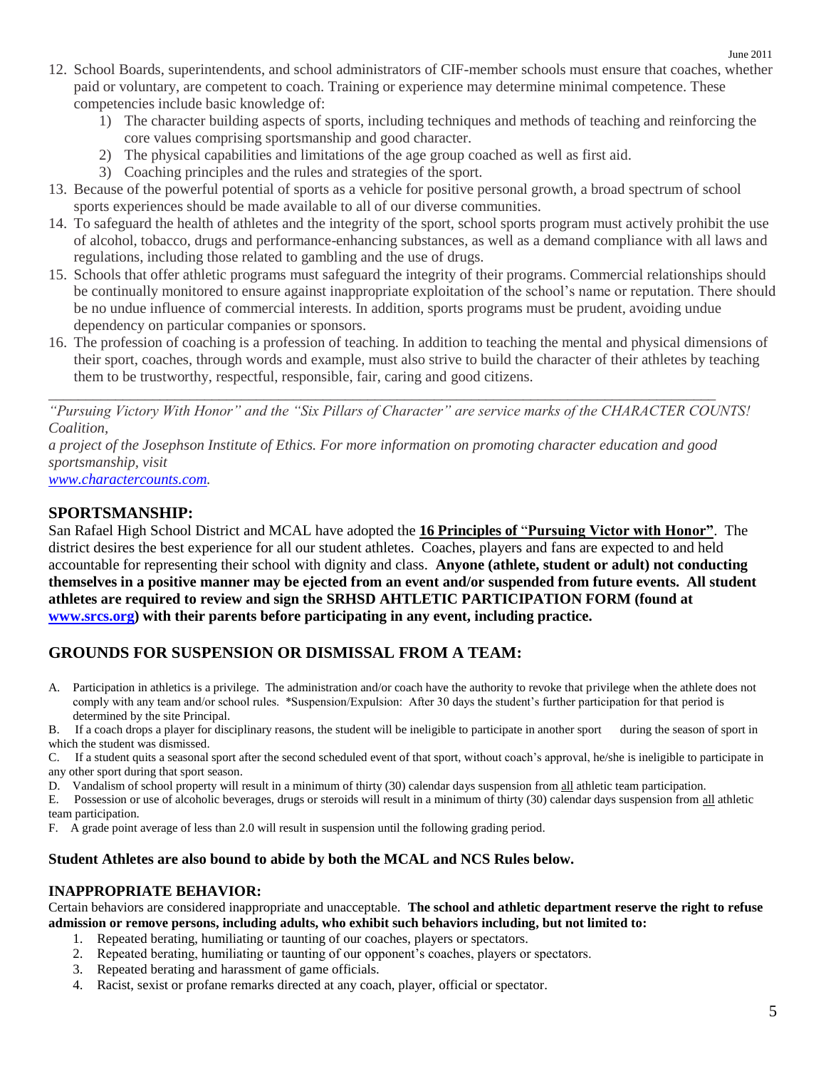12. School Boards, superintendents, and school administrators of CIF-member schools must ensure that coaches, whether paid or voluntary, are competent to coach. Training or experience may determine minimal competence. These competencies include basic knowledge of:
    1) The character building aspects of sports, including techniques and methods of teaching and reinforcing the core values comprising sportsmanship and good character.
    2) The physical capabilities and limitations of the age group coached as well as first aid.
    3) Coaching principles and the rules and strategies of the sport.
13. Because of the powerful potential of sports as a vehicle for positive personal growth, a broad spectrum of school sports experiences should be made available to all of our diverse communities.
14. To safeguard the health of athletes and the integrity of the sport, school sports program must actively prohibit the use of alcohol, tobacco, drugs and performance-enhancing substances, as well as a demand compliance with all laws and regulations, including those related to gambling and the use of drugs.
15. Schools that offer athletic programs must safeguard the integrity of their programs. Commercial relationships should be continually monitored to ensure against inappropriate exploitation of the school's name or reputation. There should be no undue influence of commercial interests. In addition, sports programs must be prudent, avoiding undue dependency on particular companies or sponsors.
16. The profession of coaching is a profession of teaching. In addition to teaching the mental and physical dimensions of their sport, coaches, through words and example, must also strive to build the character of their athletes by teaching them to be trustworthy, respectful, responsible, fair, caring and good citizens.

---

*"Pursuing Victory With Honor" and the "Six Pillars of Character" are service marks of the CHARACTER COUNTS! Coalition,*
*a project of the Josephson Institute of Ethics. For more information on promoting character education and good sportsmanship, visit*
*www.charactercounts.com.*

## SPORTSMANSHIP:

San Rafael High School District and MCAL have adopted the **16 Principles of "Pursuing Victor with Honor"**. The district desires the best experience for all our student athletes. Coaches, players and fans are expected to and held accountable for representing their school with dignity and class. **Anyone (athlete, student or adult) not conducting themselves in a positive manner may be ejected from an event and/or suspended from future events. All student athletes are required to review and sign the SRHSD AHTLETIC PARTICIPATION FORM (found at www.srcs.org) with their parents before participating in any event, including practice.**

## GROUNDS FOR SUSPENSION OR DISMISSAL FROM A TEAM:

A. Participation in athletics is a privilege. The administration and/or coach have the authority to revoke that privilege when the athlete does not comply with any team and/or school rules. *Suspension/Expulsion: After 30 days the student's further participation for that period is determined by the site Principal.

B. If a coach drops a player for disciplinary reasons, the student will be ineligible to participate in another sport during the season of sport in which the student was dismissed.

C. If a student quits a seasonal sport after the second scheduled event of that sport, without coach's approval, he/she is ineligible to participate in any other sport during that sport season.

D. Vandalism of school property will result in a minimum of thirty (30) calendar days suspension from all athletic team participation.

E. Possession or use of alcoholic beverages, drugs or steroids will result in a minimum of thirty (30) calendar days suspension from all athletic team participation.

F. A grade point average of less than 2.0 will result in suspension until the following grading period.

### Student Athletes are also bound to abide by both the MCAL and NCS Rules below.

### INAPPROPRIATE BEHAVIOR:

Certain behaviors are considered inappropriate and unacceptable. **The school and athletic department reserve the right to refuse admission or remove persons, including adults, who exhibit such behaviors including, but not limited to:**

1. Repeated berating, humiliating or taunting of our coaches, players or spectators.
2. Repeated berating, humiliating or taunting of our opponent's coaches, players or spectators.
3. Repeated berating and harassment of game officials.
4. Racist, sexist or profane remarks directed at any coach, player, official or spectator.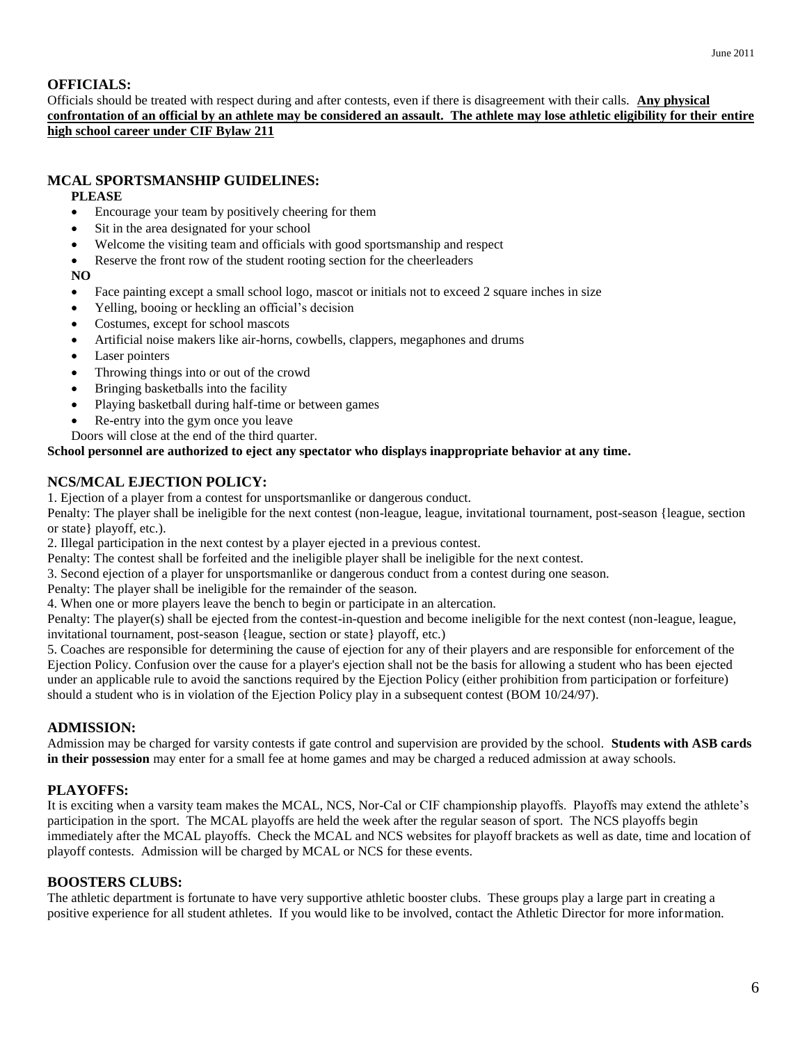## OFFICIALS:

Officials should be treated with respect during and after contests, even if there is disagreement with their calls. **Any physical confrontation of an official by an athlete may be considered an assault. The athlete may lose athletic eligibility for their entire high school career under CIF Bylaw 211**

## MCAL SPORTSMANSHIP GUIDELINES:

**PLEASE**

- Encourage your team by positively cheering for them
- Sit in the area designated for your school
- Welcome the visiting team and officials with good sportsmanship and respect
- Reserve the front row of the student rooting section for the cheerleaders

**NO**

- Face painting except a small school logo, mascot or initials not to exceed 2 square inches in size
- Yelling, booing or heckling an official's decision
- Costumes, except for school mascots
- Artificial noise makers like air-horns, cowbells, clappers, megaphones and drums
- Laser pointers
- Throwing things into or out of the crowd
- Bringing basketballs into the facility
- Playing basketball during half-time or between games
- Re-entry into the gym once you leave

Doors will close at the end of the third quarter.

**School personnel are authorized to eject any spectator who displays inappropriate behavior at any time.**

## NCS/MCAL EJECTION POLICY:

1. Ejection of a player from a contest for unsportsmanlike or dangerous conduct.

Penalty: The player shall be ineligible for the next contest (non-league, league, invitational tournament, post-season {league, section or state} playoff, etc.).

2. Illegal participation in the next contest by a player ejected in a previous contest.

Penalty: The contest shall be forfeited and the ineligible player shall be ineligible for the next contest.

3. Second ejection of a player for unsportsmanlike or dangerous conduct from a contest during one season.

Penalty: The player shall be ineligible for the remainder of the season.

4. When one or more players leave the bench to begin or participate in an altercation.

Penalty: The player(s) shall be ejected from the contest-in-question and become ineligible for the next contest (non-league, league, invitational tournament, post-season {league, section or state} playoff, etc.)

5. Coaches are responsible for determining the cause of ejection for any of their players and are responsible for enforcement of the Ejection Policy. Confusion over the cause for a player's ejection shall not be the basis for allowing a student who has been ejected under an applicable rule to avoid the sanctions required by the Ejection Policy (either prohibition from participation or forfeiture) should a student who is in violation of the Ejection Policy play in a subsequent contest (BOM 10/24/97).

## ADMISSION:

Admission may be charged for varsity contests if gate control and supervision are provided by the school. **Students with ASB cards in their possession** may enter for a small fee at home games and may be charged a reduced admission at away schools.

## PLAYOFFS:

It is exciting when a varsity team makes the MCAL, NCS, Nor-Cal or CIF championship playoffs. Playoffs may extend the athlete's participation in the sport. The MCAL playoffs are held the week after the regular season of sport. The NCS playoffs begin immediately after the MCAL playoffs. Check the MCAL and NCS websites for playoff brackets as well as date, time and location of playoff contests. Admission will be charged by MCAL or NCS for these events.

## BOOSTERS CLUBS:

The athletic department is fortunate to have very supportive athletic booster clubs. These groups play a large part in creating a positive experience for all student athletes. If you would like to be involved, contact the Athletic Director for more information.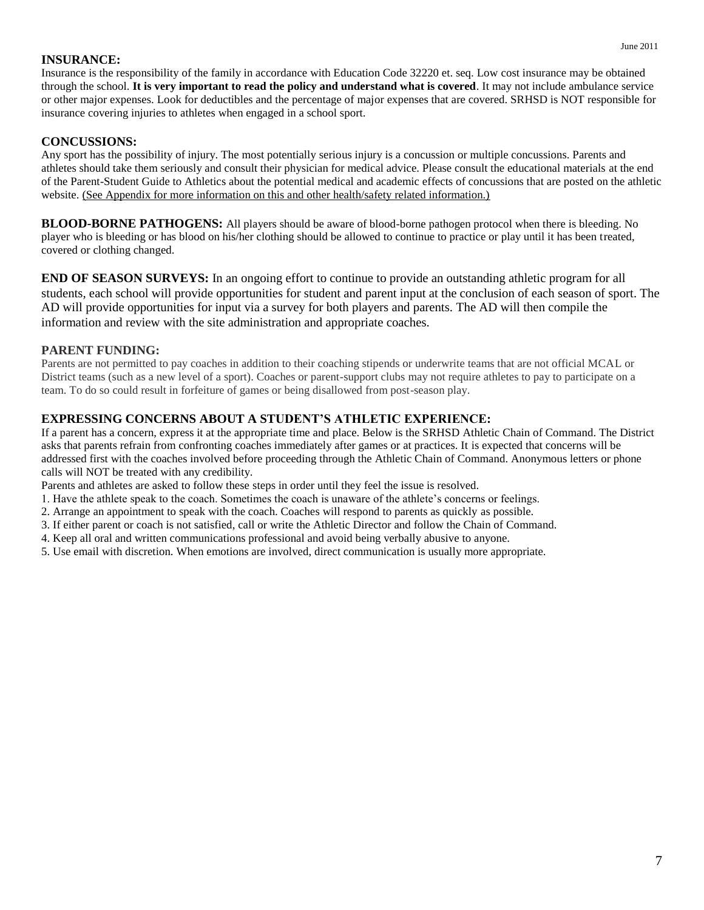## INSURANCE:

Insurance is the responsibility of the family in accordance with Education Code 32220 et. seq. Low cost insurance may be obtained through the school. **It is very important to read the policy and understand what is covered**. It may not include ambulance service or other major expenses. Look for deductibles and the percentage of major expenses that are covered. SRHSD is NOT responsible for insurance covering injuries to athletes when engaged in a school sport.

## CONCUSSIONS:

Any sport has the possibility of injury. The most potentially serious injury is a concussion or multiple concussions. Parents and athletes should take them seriously and consult their physician for medical advice. Please consult the educational materials at the end of the Parent-Student Guide to Athletics about the potential medical and academic effects of concussions that are posted on the athletic website. (See Appendix for more information on this and other health/safety related information.)

**BLOOD-BORNE PATHOGENS:** All players should be aware of blood-borne pathogen protocol when there is bleeding. No player who is bleeding or has blood on his/her clothing should be allowed to continue to practice or play until it has been treated, covered or clothing changed.

**END OF SEASON SURVEYS:** In an ongoing effort to continue to provide an outstanding athletic program for all students, each school will provide opportunities for student and parent input at the conclusion of each season of sport. The AD will provide opportunities for input via a survey for both players and parents. The AD will then compile the information and review with the site administration and appropriate coaches.

## PARENT FUNDING:

Parents are not permitted to pay coaches in addition to their coaching stipends or underwrite teams that are not official MCAL or District teams (such as a new level of a sport). Coaches or parent-support clubs may not require athletes to pay to participate on a team. To do so could result in forfeiture of games or being disallowed from post-season play.

## EXPRESSING CONCERNS ABOUT A STUDENT'S ATHLETIC EXPERIENCE:

If a parent has a concern, express it at the appropriate time and place. Below is the SRHSD Athletic Chain of Command. The District asks that parents refrain from confronting coaches immediately after games or at practices. It is expected that concerns will be addressed first with the coaches involved before proceeding through the Athletic Chain of Command. Anonymous letters or phone calls will NOT be treated with any credibility.

Parents and athletes are asked to follow these steps in order until they feel the issue is resolved.

1. Have the athlete speak to the coach. Sometimes the coach is unaware of the athlete's concerns or feelings.
2. Arrange an appointment to speak with the coach. Coaches will respond to parents as quickly as possible.
3. If either parent or coach is not satisfied, call or write the Athletic Director and follow the Chain of Command.
4. Keep all oral and written communications professional and avoid being verbally abusive to anyone.
5. Use email with discretion. When emotions are involved, direct communication is usually more appropriate.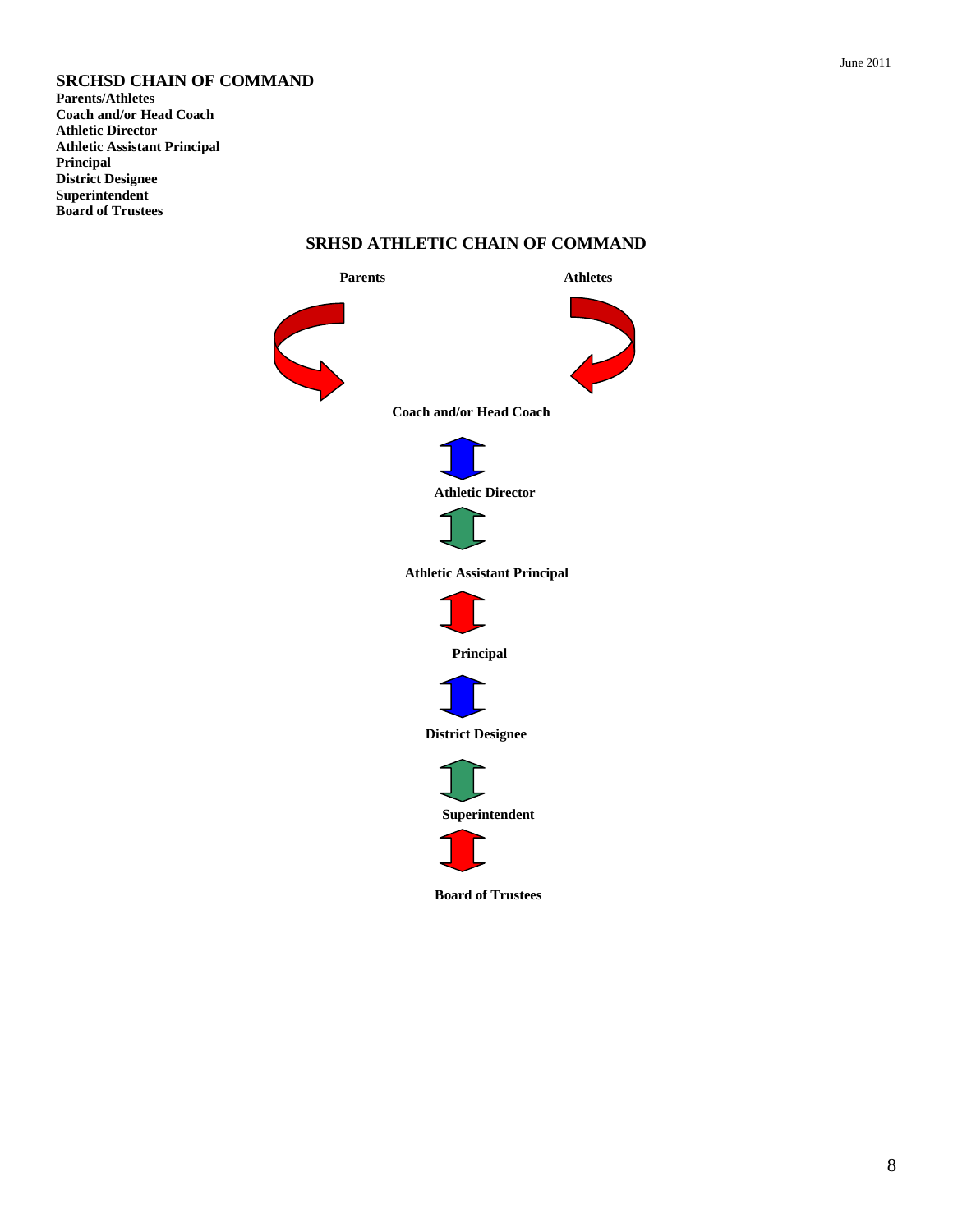## SRCHSD CHAIN OF COMMAND

**Parents/Athletes**
**Coach and/or Head Coach**
**Athletic Director**
**Athletic Assistant Principal**
**Principal**
**District Designee**
**Superintendent**
**Board of Trustees**

## SRHSD ATHLETIC CHAIN OF COMMAND

**Parents** **Athletes**

**Coach and/or Head Coach**

**Athletic Director**

**Athletic Assistant Principal**

**Principal**

**District Designee**

**Superintendent**

**Board of Trustees**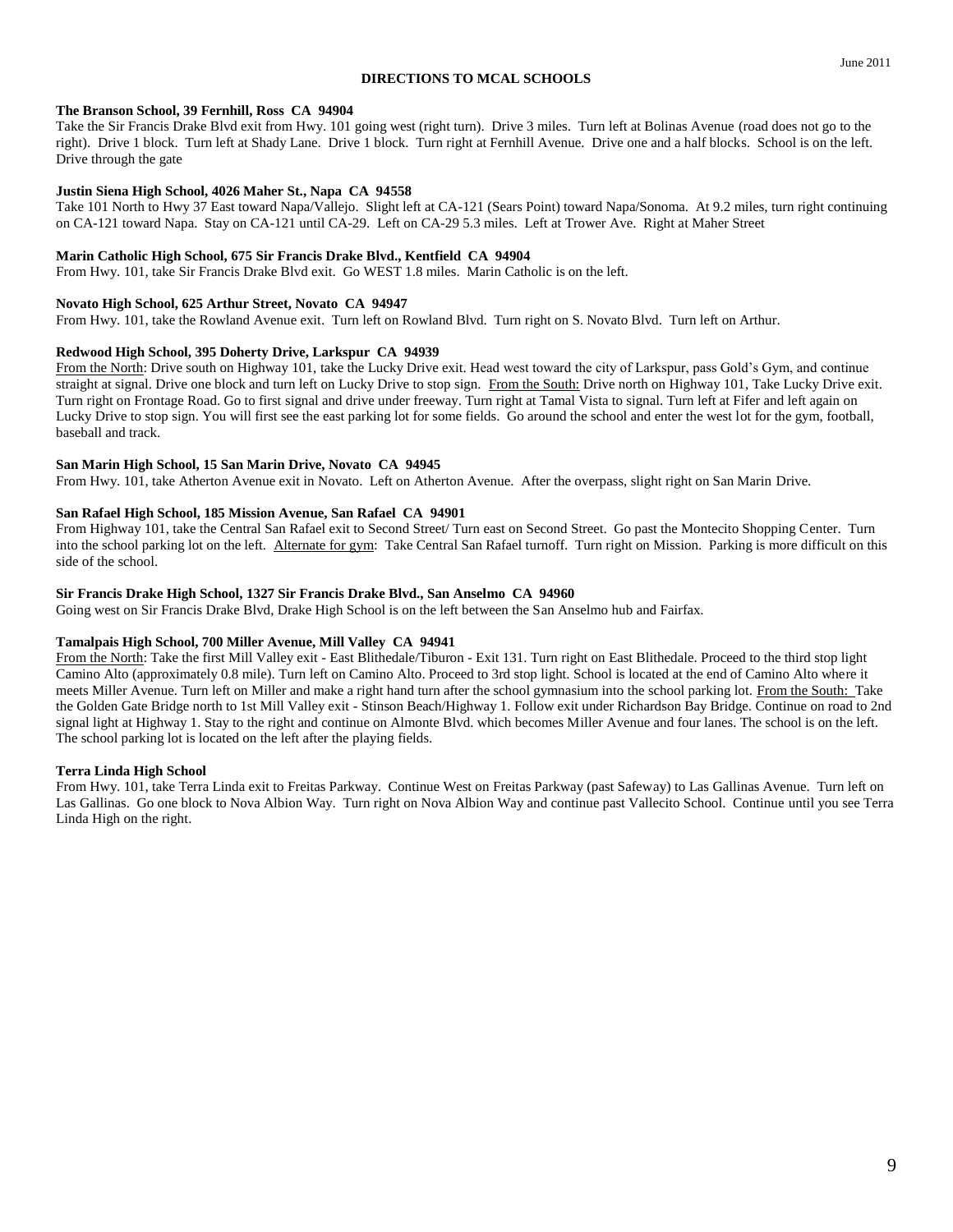June 2011

# DIRECTIONS TO MCAL SCHOOLS

**The Branson School, 39 Fernhill, Ross CA 94904**
Take the Sir Francis Drake Blvd exit from Hwy. 101 going west (right turn). Drive 3 miles. Turn left at Bolinas Avenue (road does not go to the right). Drive 1 block. Turn left at Shady Lane. Drive 1 block. Turn right at Fernhill Avenue. Drive one and a half blocks. School is on the left. Drive through the gate

**Justin Siena High School, 4026 Maher St., Napa CA 94558**
Take 101 North to Hwy 37 East toward Napa/Vallejo. Slight left at CA-121 (Sears Point) toward Napa/Sonoma. At 9.2 miles, turn right continuing on CA-121 toward Napa. Stay on CA-121 until CA-29. Left on CA-29 5.3 miles. Left at Trower Ave. Right at Maher Street

**Marin Catholic High School, 675 Sir Francis Drake Blvd., Kentfield CA 94904**
From Hwy. 101, take Sir Francis Drake Blvd exit. Go WEST 1.8 miles. Marin Catholic is on the left.

**Novato High School, 625 Arthur Street, Novato CA 94947**
From Hwy. 101, take the Rowland Avenue exit. Turn left on Rowland Blvd. Turn right on S. Novato Blvd. Turn left on Arthur.

**Redwood High School, 395 Doherty Drive, Larkspur CA 94939**
From the North: Drive south on Highway 101, take the Lucky Drive exit. Head west toward the city of Larkspur, pass Gold's Gym, and continue straight at signal. Drive one block and turn left on Lucky Drive to stop sign. From the South: Drive north on Highway 101, Take Lucky Drive exit. Turn right on Frontage Road. Go to first signal and drive under freeway. Turn right at Tamal Vista to signal. Turn left at Fifer and left again on Lucky Drive to stop sign. You will first see the east parking lot for some fields. Go around the school and enter the west lot for the gym, football, baseball and track.

**San Marin High School, 15 San Marin Drive, Novato CA 94945**
From Hwy. 101, take Atherton Avenue exit in Novato. Left on Atherton Avenue. After the overpass, slight right on San Marin Drive.

**San Rafael High School, 185 Mission Avenue, San Rafael CA 94901**
From Highway 101, take the Central San Rafael exit to Second Street/ Turn east on Second Street. Go past the Montecito Shopping Center. Turn into the school parking lot on the left. Alternate for gym: Take Central San Rafael turnoff. Turn right on Mission. Parking is more difficult on this side of the school.

**Sir Francis Drake High School, 1327 Sir Francis Drake Blvd., San Anselmo CA 94960**
Going west on Sir Francis Drake Blvd, Drake High School is on the left between the San Anselmo hub and Fairfax.

**Tamalpais High School, 700 Miller Avenue, Mill Valley CA 94941**
From the North: Take the first Mill Valley exit - East Blithedale/Tiburon - Exit 131. Turn right on East Blithedale. Proceed to the third stop light Camino Alto (approximately 0.8 mile). Turn left on Camino Alto. Proceed to 3rd stop light. School is located at the end of Camino Alto where it meets Miller Avenue. Turn left on Miller and make a right hand turn after the school gymnasium into the school parking lot. From the South: Take the Golden Gate Bridge north to 1st Mill Valley exit - Stinson Beach/Highway 1. Follow exit under Richardson Bay Bridge. Continue on road to 2nd signal light at Highway 1. Stay to the right and continue on Almonte Blvd. which becomes Miller Avenue and four lanes. The school is on the left. The school parking lot is located on the left after the playing fields.

**Terra Linda High School**
From Hwy. 101, take Terra Linda exit to Freitas Parkway. Continue West on Freitas Parkway (past Safeway) to Las Gallinas Avenue. Turn left on Las Gallinas. Go one block to Nova Albion Way. Turn right on Nova Albion Way and continue past Vallecito School. Continue until you see Terra Linda High on the right.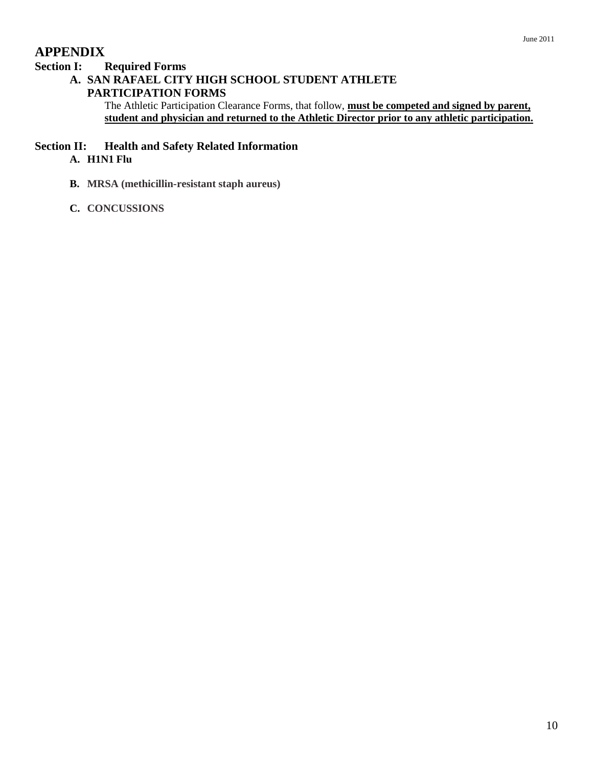# APPENDIX

## Section I: Required Forms

### A. SAN RAFAEL CITY HIGH SCHOOL STUDENT ATHLETE PARTICIPATION FORMS

The Athletic Participation Clearance Forms, that follow, **must be competed and signed by parent, student and physician and returned to the Athletic Director prior to any athletic participation.**

## Section II: Health and Safety Related Information

**A. H1N1 Flu**

**B. MRSA (methicillin-resistant staph aureus)**

**C. CONCUSSIONS**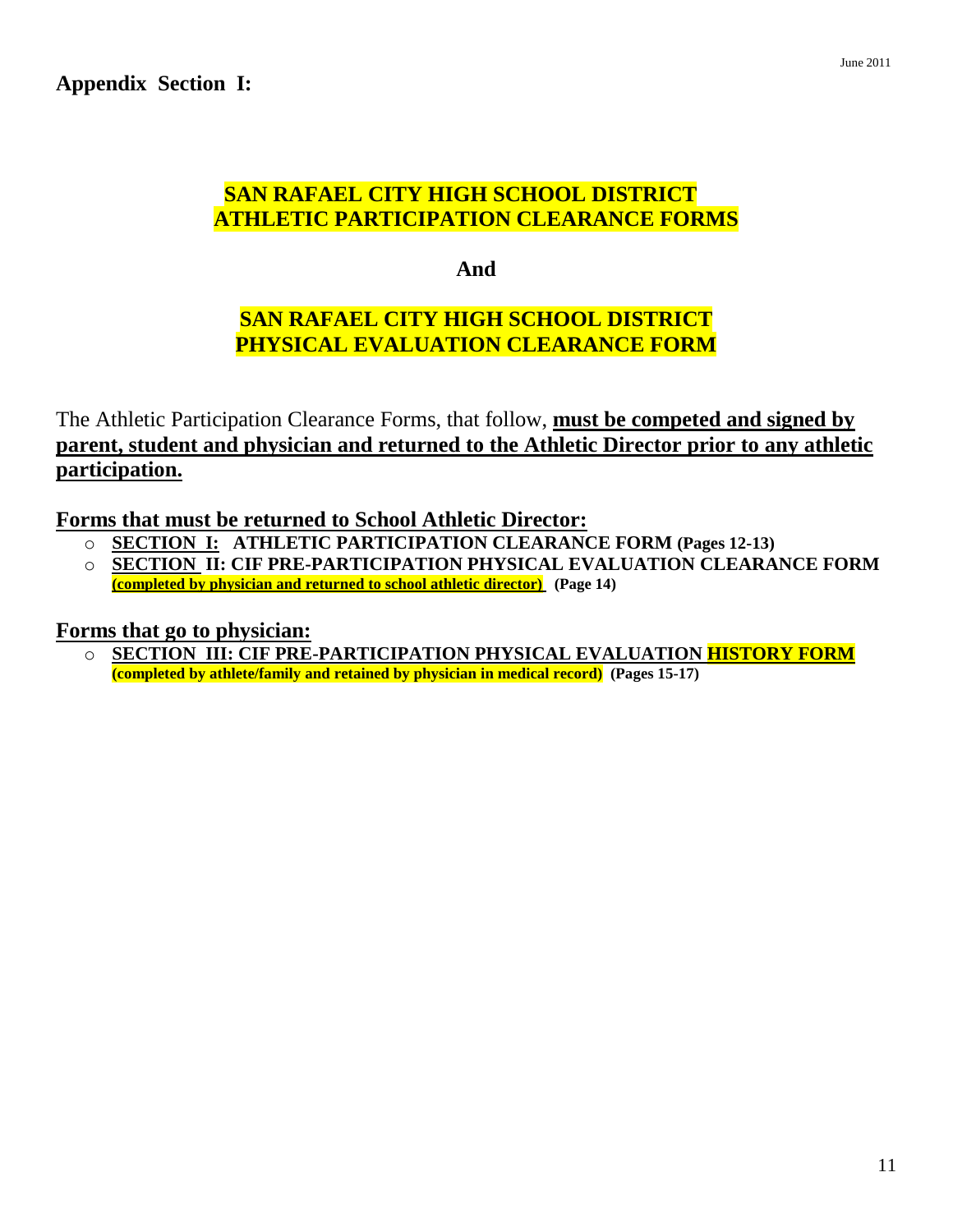## Appendix Section I:

# SAN RAFAEL CITY HIGH SCHOOL DISTRICT ATHLETIC PARTICIPATION CLEARANCE FORMS

**And**

# SAN RAFAEL CITY HIGH SCHOOL DISTRICT PHYSICAL EVALUATION CLEARANCE FORM

The Athletic Participation Clearance Forms, that follow, **must be competed and signed by parent, student and physician and returned to the Athletic Director prior to any athletic participation.**

### Forms that must be returned to School Athletic Director:

- **SECTION I: ATHLETIC PARTICIPATION CLEARANCE FORM (Pages 12-13)**
- **SECTION II: CIF PRE-PARTICIPATION PHYSICAL EVALUATION CLEARANCE FORM (completed by physician and returned to school athletic director) (Page 14)**

### Forms that go to physician:

- **SECTION III: CIF PRE-PARTICIPATION PHYSICAL EVALUATION HISTORY FORM (completed by athlete/family and retained by physician in medical record) (Pages 15-17)**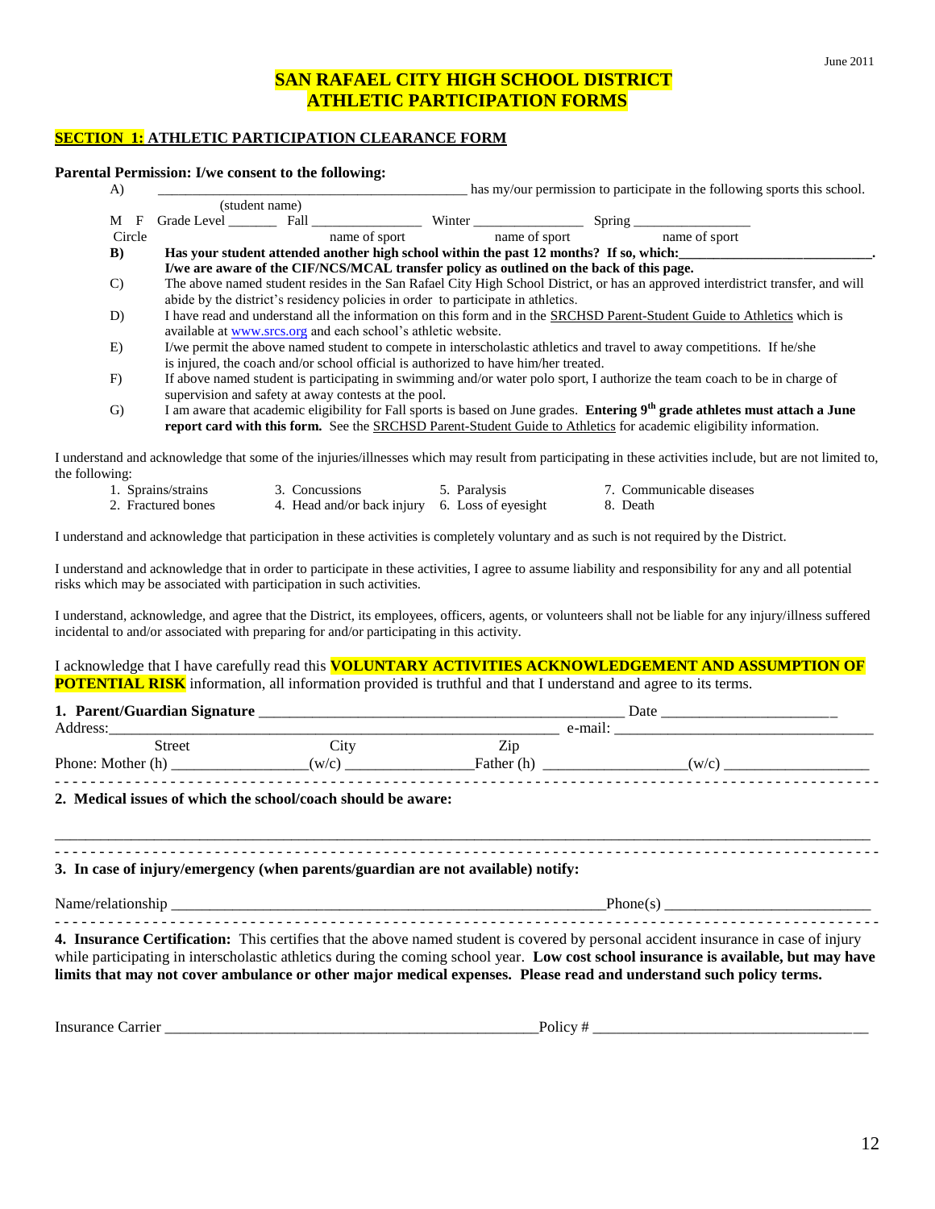June 2011

# SAN RAFAEL CITY HIGH SCHOOL DISTRICT
# ATHLETIC PARTICIPATION FORMS

## SECTION 1: ATHLETIC PARTICIPATION CLEARANCE FORM

**Parental Permission: I/we consent to the following:**

A) ____________________________________________ has my/our permission to participate in the following sports this school.
(student name)

M F Grade Level _______ Fall ________________ Winter ________________ Spring _________________
Circle                                name of sport                  name of sport                  name of sport

**B) Has your student attended another high school within the past 12 months? If so, which:___________________________.**
**I/we are aware of the CIF/NCS/MCAL transfer policy as outlined on the back of this page.**

C) The above named student resides in the San Rafael City High School District, or has an approved interdistrict transfer, and will abide by the district's residency policies in order to participate in athletics.

D) I have read and understand all the information on this form and in the SRCHSD Parent-Student Guide to Athletics which is available at www.srcs.org and each school's athletic website.

E) I/we permit the above named student to compete in interscholastic athletics and travel to away competitions. If he/she is injured, the coach and/or school official is authorized to have him/her treated.

F) If above named student is participating in swimming and/or water polo sport, I authorize the team coach to be in charge of supervision and safety at away contests at the pool.

G) I am aware that academic eligibility for Fall sports is based on June grades. **Entering 9th grade athletes must attach a June report card with this form.** See the SRCHSD Parent-Student Guide to Athletics for academic eligibility information.

I understand and acknowledge that some of the injuries/illnesses which may result from participating in these activities include, but are not limited to, the following:

1. Sprains/strains
2. Fractured bones
3. Concussions
4. Head and/or back injury
5. Paralysis
6. Loss of eyesight
7. Communicable diseases
8. Death

I understand and acknowledge that participation in these activities is completely voluntary and as such is not required by the District.

I understand and acknowledge that in order to participate in these activities, I agree to assume liability and responsibility for any and all potential risks which may be associated with participation in such activities.

I understand, acknowledge, and agree that the District, its employees, officers, agents, or volunteers shall not be liable for any injury/illness suffered incidental to and/or associated with preparing for and/or participating in this activity.

I acknowledge that I have carefully read this **VOLUNTARY ACTIVITIES ACKNOWLEDGEMENT AND ASSUMPTION OF POTENTIAL RISK** information, all information provided is truthful and that I understand and agree to its terms.

**1. Parent/Guardian Signature** ________________________________________________ Date ______________________

Address:_________________________________________________________ e-mail: _________________________________
Street                                City                                Zip

Phone: Mother (h) _________________(w/c) ________________Father (h) __________________(w/c) ___________________

---

**2. Medical issues of which the school/coach should be aware:**

_______________________________________________________________________________________________________

---

**3. In case of injury/emergency (when parents/guardian are not available) notify:**

Name/relationship ________________________________________________________Phone(s) __________________________

---

**4. Insurance Certification:** This certifies that the above named student is covered by personal accident insurance in case of injury while participating in interscholastic athletics during the coming school year. **Low cost school insurance is available, but may have limits that may not cover ambulance or other major medical expenses. Please read and understand such policy terms.**

Insurance Carrier _________________________________________________Policy # ___________________________________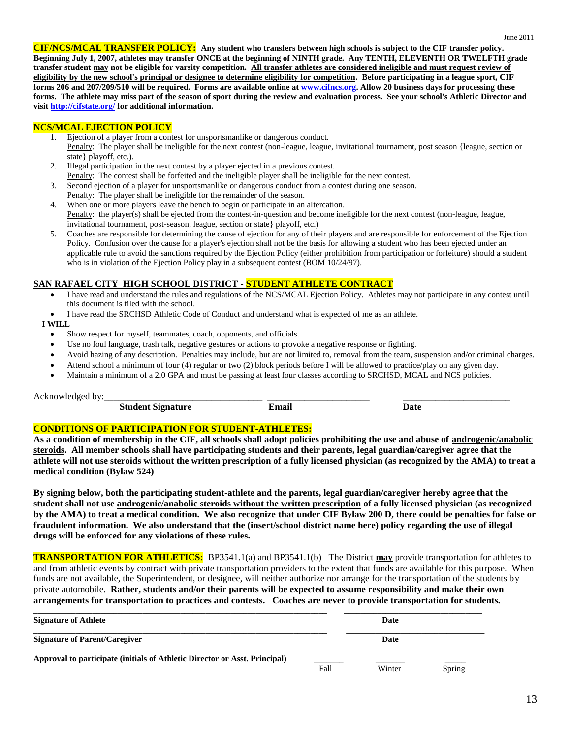June 2011

**CIF/NCS/MCAL TRANSFER POLICY: Any student who transfers between high schools is subject to the CIF transfer policy. Beginning July 1, 2007, athletes may transfer ONCE at the beginning of NINTH grade. Any TENTH, ELEVENTH OR TWELFTH grade transfer student <u>may</u> not be eligible for varsity competition. <u>All transfer athletes are considered ineligible and must request review of eligibility by the new school's principal or designee to determine eligibility for competition</u>. Before participating in a league sport, CIF forms 206 and 207/209/510 <u>will</u> be required. Forms are available online at www.cifncs.org. Allow 20 business days for processing these forms. The athlete may miss part of the season of sport during the review and evaluation process. See your school's Athletic Director and visit http://cifstate.org/ for additional information.**

## NCS/MCAL EJECTION POLICY

1. Ejection of a player from a contest for unsportsmanlike or dangerous conduct.
   <u>Penalty</u>: The player shall be ineligible for the next contest (non-league, league, invitational tournament, post season {league, section or state} playoff, etc.).
2. Illegal participation in the next contest by a player ejected in a previous contest.
   <u>Penalty</u>: The contest shall be forfeited and the ineligible player shall be ineligible for the next contest.
3. Second ejection of a player for unsportsmanlike or dangerous conduct from a contest during one season.
   <u>Penalty</u>: The player shall be ineligible for the remainder of the season.
4. When one or more players leave the bench to begin or participate in an altercation.
   <u>Penalty</u>: the player(s) shall be ejected from the contest-in-question and become ineligible for the next contest (non-league, league, invitational tournament, post-season, league, section or state} playoff, etc.)
5. Coaches are responsible for determining the cause of ejection for any of their players and are responsible for enforcement of the Ejection Policy. Confusion over the cause for a player's ejection shall not be the basis for allowing a student who has been ejected under an applicable rule to avoid the sanctions required by the Ejection Policy (either prohibition from participation or forfeiture) should a student who is in violation of the Ejection Policy play in a subsequent contest (BOM 10/24/97).

## SAN RAFAEL CITY HIGH SCHOOL DISTRICT - STUDENT ATHLETE CONTRACT

- I have read and understand the rules and regulations of the NCS/MCAL Ejection Policy. Athletes may not participate in any contest until this document is filed with the school.
- I have read the SRCHSD Athletic Code of Conduct and understand what is expected of me as an athlete.

**I WILL**

- Show respect for myself, teammates, coach, opponents, and officials.
- Use no foul language, trash talk, negative gestures or actions to provoke a negative response or fighting.
- Avoid hazing of any description. Penalties may include, but are not limited to, removal from the team, suspension and/or criminal charges.
- Attend school a minimum of four (4) regular or two (2) block periods before I will be allowed to practice/play on any given day.
- Maintain a minimum of a 2.0 GPA and must be passing at least four classes according to SRCHSD, MCAL and NCS policies.

Acknowledged by:________________________________ ______________________ ______________________

**Student Signature** **Email** **Date**

## CONDITIONS OF PARTICIPATION FOR STUDENT-ATHLETES:

**As a condition of membership in the CIF, all schools shall adopt policies prohibiting the use and abuse of <u>androgenic/anabolic steroids</u>. All member schools shall have participating students and their parents, legal guardian/caregiver agree that the athlete will not use steroids without the written prescription of a fully licensed physician (as recognized by the AMA) to treat a medical condition (Bylaw 524)**

**By signing below, both the participating student-athlete and the parents, legal guardian/caregiver hereby agree that the student shall not use <u>androgenic/anabolic steroids without the written prescription</u> of a fully licensed physician (as recognized by the AMA) to treat a medical condition. We also recognize that under CIF Bylaw 200 D, there could be penalties for false or fraudulent information. We also understand that the (insert/school district name here) policy regarding the use of illegal drugs will be enforced for any violations of these rules.**

**TRANSPORTATION FOR ATHLETICS:** BP3541.1(a) and BP3541.1(b) The District **<u>may</u>** provide transportation for athletes to and from athletic events by contract with private transportation providers to the extent that funds are available for this purpose. When funds are not available, the Superintendent, or designee, will neither authorize nor arrange for the transportation of the students by private automobile. **Rather, students and/or their parents will be expected to assume responsibility and make their own arrangements for transportation to practices and contests. <u>Coaches are never to provide transportation for students.</u>**

______________________________________________________ ______________________________

**Signature of Athlete** **Date**

______________________________________________________ ______________________________

**Signature of Parent/Caregiver** **Date**

**Approval to participate (initials of Athletic Director or Asst. Principal)** _______ Fall _______ Winter _____ Spring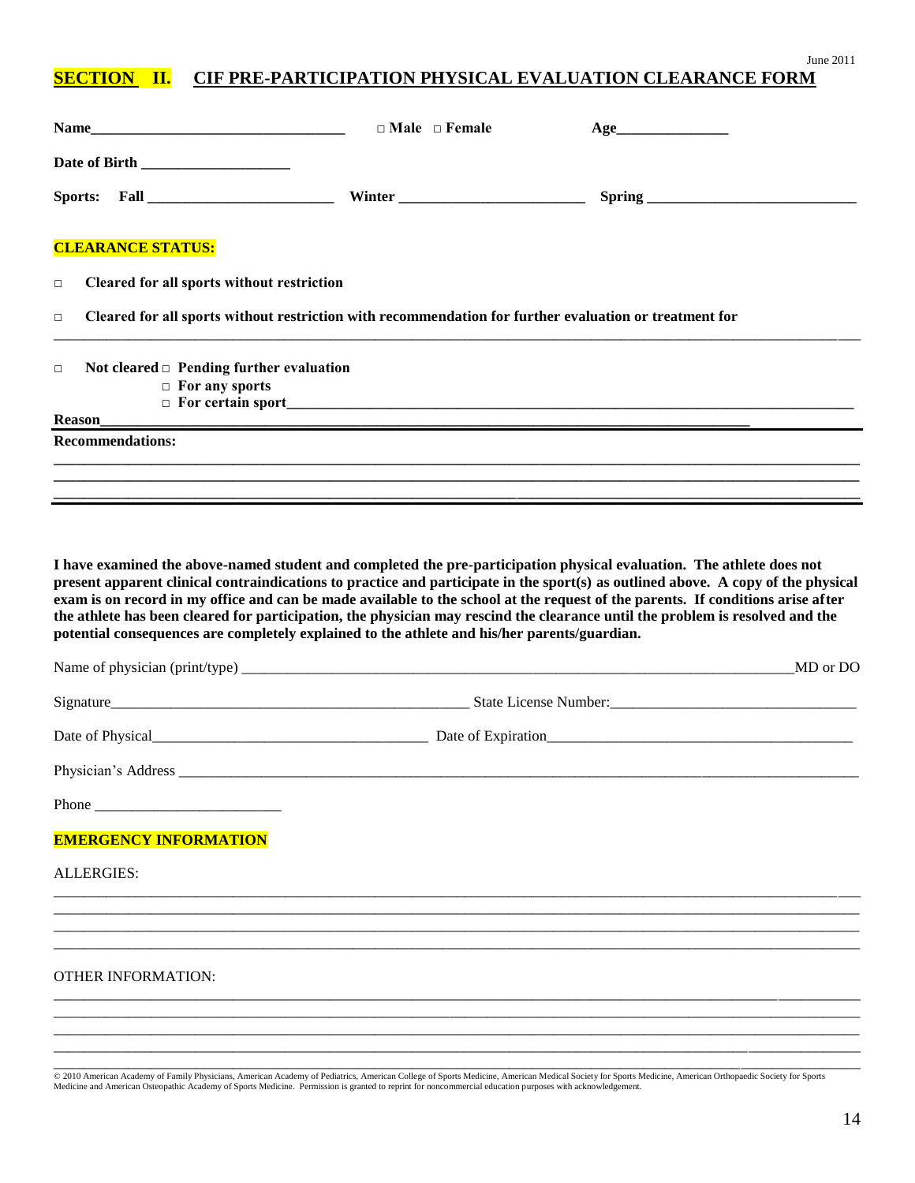June 2011

## SECTION II. CIF PRE-PARTICIPATION PHYSICAL EVALUATION CLEARANCE FORM

**Name**__________________________________ □ **Male** □ **Female** **Age**_______________

**Date of Birth** ____________________

**Sports: Fall** _________________________ **Winter** _________________________ **Spring** ____________________________

**CLEARANCE STATUS:**

□ **Cleared for all sports without restriction**

□ **Cleared for all sports without restriction with recommendation for further evaluation or treatment for**

_____________________________________________________________________________________________________________

□ **Not cleared** □ **Pending further evaluation**
□ **For any sports**
□ **For certain sport**_____________________________________________________________________________

**Reason**_____________________________________________________________________________________________

**Recommendations:**

_____________________________________________________________________________________________________________

_____________________________________________________________________________________________________________

_____________________________________________________________________________________________________________

**I have examined the above-named student and completed the pre-participation physical evaluation. The athlete does not present apparent clinical contraindications to practice and participate in the sport(s) as outlined above. A copy of the physical exam is on record in my office and can be made available to the school at the request of the parents. If conditions arise after the athlete has been cleared for participation, the physician may rescind the clearance until the problem is resolved and the potential consequences are completely explained to the athlete and his/her parents/guardian.**

Name of physician (print/type) _____________________________________________________________________MD or DO

Signature__________________________________________________ State License Number:________________________________

Date of Physical____________________________________ Date of Expiration_________________________________________

Physician's Address ___________________________________________________________________________________________

Phone ________________________

**EMERGENCY INFORMATION**

ALLERGIES:

_____________________________________________________________________________________________________________

_____________________________________________________________________________________________________________

_____________________________________________________________________________________________________________

_____________________________________________________________________________________________________________

OTHER INFORMATION:

_____________________________________________________________________________________________________________

_____________________________________________________________________________________________________________

_____________________________________________________________________________________________________________

_____________________________________________________________________________________________________________

_____________________________________________________________________________________________________________

© 2010 American Academy of Family Physicians, American Academy of Pediatrics, American College of Sports Medicine, American Medical Society for Sports Medicine, American Orthopaedic Society for Sports Medicine and American Osteopathic Academy of Sports Medicine. Permission is granted to reprint for noncommercial education purposes with acknowledgement.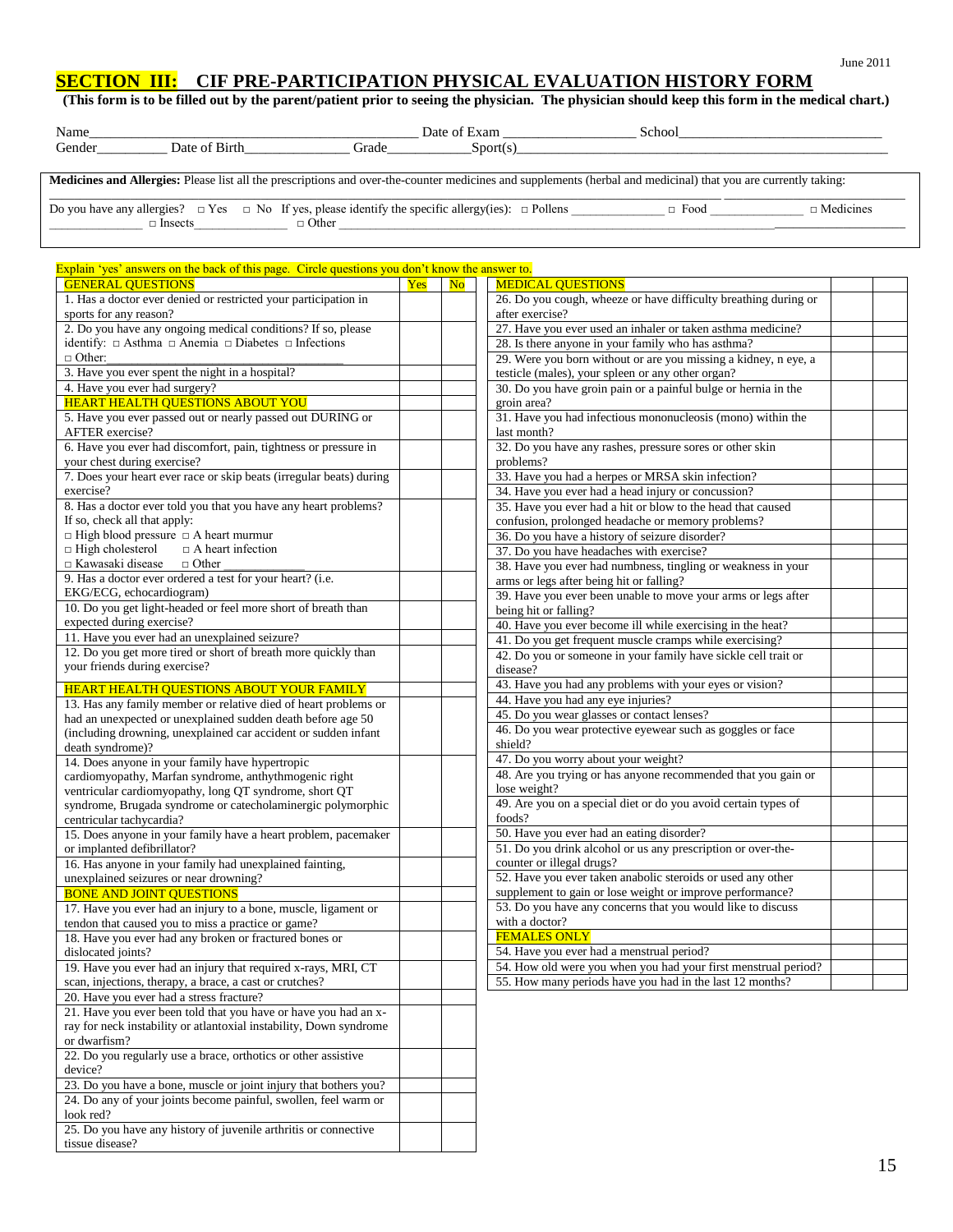June 2011

# SECTION III: CIF PRE-PARTICIPATION PHYSICAL EVALUATION HISTORY FORM

**(This form is to be filled out by the parent/patient prior to seeing the physician. The physician should keep this form in the medical chart.)**

Name_____________________________________________ Date of Exam __________________ School____________________________

Gender_________ Date of Birth______________ Grade___________Sport(s)________________________________________________

**Medicines and Allergies:** Please list all the prescriptions and over-the-counter medicines and supplements (herbal and medicinal) that you are currently taking:

_____________________________________________________________________________________________________________

Do you have any allergies? □ Yes □ No If yes, please identify the specific allergy(ies): □ Pollens ______________ □ Food ______________ □ Medicines ______________ □ Insects______________ □ Other ________________________________________________________________________

Explain 'yes' answers on the back of this page. Circle questions you don't know the answer to.

| GENERAL QUESTIONS | Yes | No |
|---|---|---|
| 1. Has a doctor ever denied or restricted your participation in sports for any reason? | | |
| 2. Do you have any ongoing medical conditions? If so, please identify: □ Asthma □ Anemia □ Diabetes □ Infections □ Other: ___________________________________ | | |
| 3. Have you ever spent the night in a hospital? | | |
| 4. Have you ever had surgery? | | |
| HEART HEALTH QUESTIONS ABOUT YOU | | |
| 5. Have you ever passed out or nearly passed out DURING or AFTER exercise? | | |
| 6. Have you ever had discomfort, pain, tightness or pressure in your chest during exercise? | | |
| 7. Does your heart ever race or skip beats (irregular beats) during exercise? | | |
| 8. Has a doctor ever told you that you have any heart problems? If so, check all that apply: □ High blood pressure □ A heart murmur □ High cholesterol □ A heart infection □ Kawasaki disease □ Other _____________ | | |
| 9. Has a doctor ever ordered a test for your heart? (i.e. EKG/ECG, echocardiogram) | | |
| 10. Do you get light-headed or feel more short of breath than expected during exercise? | | |
| 11. Have you ever had an unexplained seizure? | | |
| 12. Do you get more tired or short of breath more quickly than your friends during exercise? | | |
| HEART HEALTH QUESTIONS ABOUT YOUR FAMILY | | |
| 13. Has any family member or relative died of heart problems or had an unexpected or unexplained sudden death before age 50 (including drowning, unexplained car accident or sudden infant death syndrome)? | | |
| 14. Does anyone in your family have hypertropic cardiomyopathy, Marfan syndrome, anthythmogenic right ventricular cardiomyopathy, long QT syndrome, short QT syndrome, Brugada syndrome or catecholaminergic polymorphic centricular tachycardia? | | |
| 15. Does anyone in your family have a heart problem, pacemaker or implanted defibrillator? | | |
| 16. Has anyone in your family had unexplained fainting, unexplained seizures or near drowning? | | |
| BONE AND JOINT QUESTIONS | | |
| 17. Have you ever had an injury to a bone, muscle, ligament or tendon that caused you to miss a practice or game? | | |
| 18. Have you ever had any broken or fractured bones or dislocated joints? | | |
| 19. Have you ever had an injury that required x-rays, MRI, CT scan, injections, therapy, a brace, a cast or crutches? | | |
| 20. Have you ever had a stress fracture? | | |
| 21. Have you ever been told that you have or have you had an x-ray for neck instability or atlantoxial instability, Down syndrome or dwarfism? | | |
| 22. Do you regularly use a brace, orthotics or other assistive device? | | |
| 23. Do you have a bone, muscle or joint injury that bothers you? | | |
| 24. Do any of your joints become painful, swollen, feel warm or look red? | | |
| 25. Do you have any history of juvenile arthritis or connective tissue disease? | | |

| MEDICAL QUESTIONS | | |
|---|---|---|
| 26. Do you cough, wheeze or have difficulty breathing during or after exercise? | | |
| 27. Have you ever used an inhaler or taken asthma medicine? | | |
| 28. Is there anyone in your family who has asthma? | | |
| 29. Were you born without or are you missing a kidney, n eye, a testicle (males), your spleen or any other organ? | | |
| 30. Do you have groin pain or a painful bulge or hernia in the groin area? | | |
| 31. Have you had infectious mononucleosis (mono) within the last month? | | |
| 32. Do you have any rashes, pressure sores or other skin problems? | | |
| 33. Have you had a herpes or MRSA skin infection? | | |
| 34. Have you ever had a head injury or concussion? | | |
| 35. Have you ever had a hit or blow to the head that caused confusion, prolonged headache or memory problems? | | |
| 36. Do you have a history of seizure disorder? | | |
| 37. Do you have headaches with exercise? | | |
| 38. Have you ever had numbness, tingling or weakness in your arms or legs after being hit or falling? | | |
| 39. Have you ever been unable to move your arms or legs after being hit or falling? | | |
| 40. Have you ever become ill while exercising in the heat? | | |
| 41. Do you get frequent muscle cramps while exercising? | | |
| 42. Do you or someone in your family have sickle cell trait or disease? | | |
| 43. Have you had any problems with your eyes or vision? | | |
| 44. Have you had any eye injuries? | | |
| 45. Do you wear glasses or contact lenses? | | |
| 46. Do you wear protective eyewear such as goggles or face shield? | | |
| 47. Do you worry about your weight? | | |
| 48. Are you trying or has anyone recommended that you gain or lose weight? | | |
| 49. Are you on a special diet or do you avoid certain types of foods? | | |
| 50. Have you ever had an eating disorder? | | |
| 51. Do you drink alcohol or us any prescription or over-the-counter or illegal drugs? | | |
| 52. Have you ever taken anabolic steroids or used any other supplement to gain or lose weight or improve performance? | | |
| 53. Do you have any concerns that you would like to discuss with a doctor? | | |
| FEMALES ONLY | | |
| 54. Have you ever had a menstrual period? | | |
| 54. How old were you when you had your first menstrual period? | | |
| 55. How many periods have you had in the last 12 months? | | |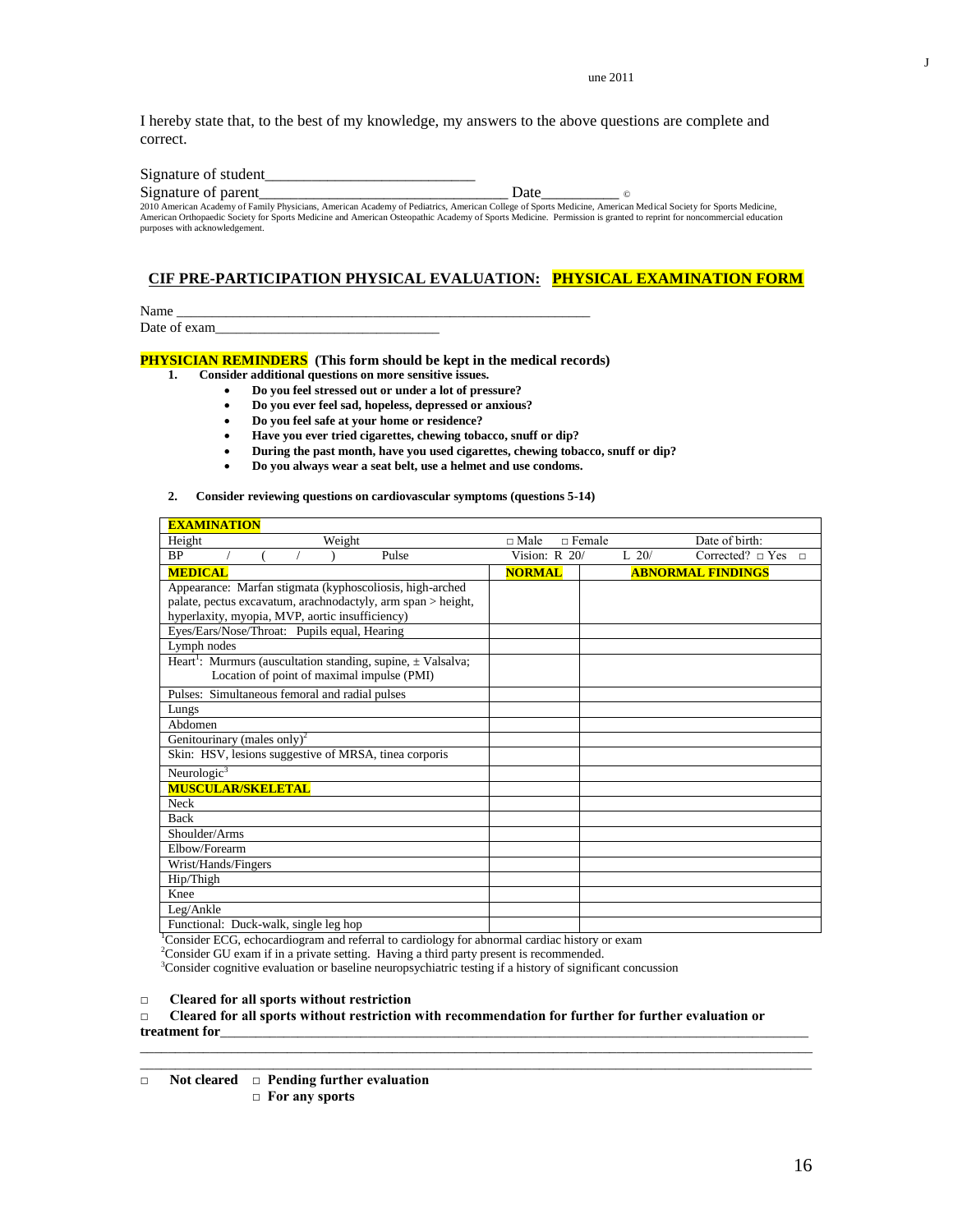I hereby state that, to the best of my knowledge, my answers to the above questions are complete and correct.

Signature of student___________________________

Signature of parent_________________________________ Date__________ ©

2010 American Academy of Family Physicians, American Academy of Pediatrics, American College of Sports Medicine, American Medical Society for Sports Medicine, American Orthopaedic Society for Sports Medicine and American Osteopathic Academy of Sports Medicine. Permission is granted to reprint for noncommercial education purposes with acknowledgement.

## CIF PRE-PARTICIPATION PHYSICAL EVALUATION: PHYSICAL EXAMINATION FORM

Name ____________________________________________________________

Date of exam________________________________

**PHYSICIAN REMINDERS (This form should be kept in the medical records)**

1. **Consider additional questions on more sensitive issues.**
   - **Do you feel stressed out or under a lot of pressure?**
   - **Do you ever feel sad, hopeless, depressed or anxious?**
   - **Do you feel safe at your home or residence?**
   - **Have you ever tried cigarettes, chewing tobacco, snuff or dip?**
   - **During the past month, have you used cigarettes, chewing tobacco, snuff or dip?**
   - **Do you always wear a seat belt, use a helmet and use condoms.**
2. **Consider reviewing questions on cardiovascular symptoms (questions 5-14)**

| **EXAMINATION** | | |
|---|---|---|
| Height                    Weight | □ Male    □ Female | Date of birth: |
| BP    /    (    /    )    Pulse | Vision: R 20/ | L 20/    Corrected? □ Yes □ |
| **MEDICAL** | **NORMAL** | **ABNORMAL FINDINGS** |
| Appearance: Marfan stigmata (kyphoscoliosis, high-arched palate, pectus excavatum, arachnodactyly, arm span > height, hyperlaxity, myopia, MVP, aortic insufficiency) | | |
| Eyes/Ears/Nose/Throat: Pupils equal, Hearing | | |
| Lymph nodes | | |
| Heart[1]: Murmurs (auscultation standing, supine, ± Valsalva; Location of point of maximal impulse (PMI) | | |
| Pulses: Simultaneous femoral and radial pulses | | |
| Lungs | | |
| Abdomen | | |
| Genitourinary (males only)[2] | | |
| Skin: HSV, lesions suggestive of MRSA, tinea corporis | | |
| Neurologic[3] | | |
| **MUSCULAR/SKELETAL** | | |
| Neck | | |
| Back | | |
| Shoulder/Arms | | |
| Elbow/Forearm | | |
| Wrist/Hands/Fingers | | |
| Hip/Thigh | | |
| Knee | | |
| Leg/Ankle | | |
| Functional: Duck-walk, single leg hop | | |

[1]Consider ECG, echocardiogram and referral to cardiology for abnormal cardiac history or exam

[2]Consider GU exam if in a private setting. Having a third party present is recommended.

[3]Consider cognitive evaluation or baseline neuropsychiatric testing if a history of significant concussion

□ **Cleared for all sports without restriction**

□ **Cleared for all sports without restriction with recommendation for further for further evaluation or treatment for**__________________________________________________________________________________

______________________________________________________________________________________________

______________________________________________________________________________________________

□ **Not cleared** □ **Pending further evaluation**
□ **For any sports**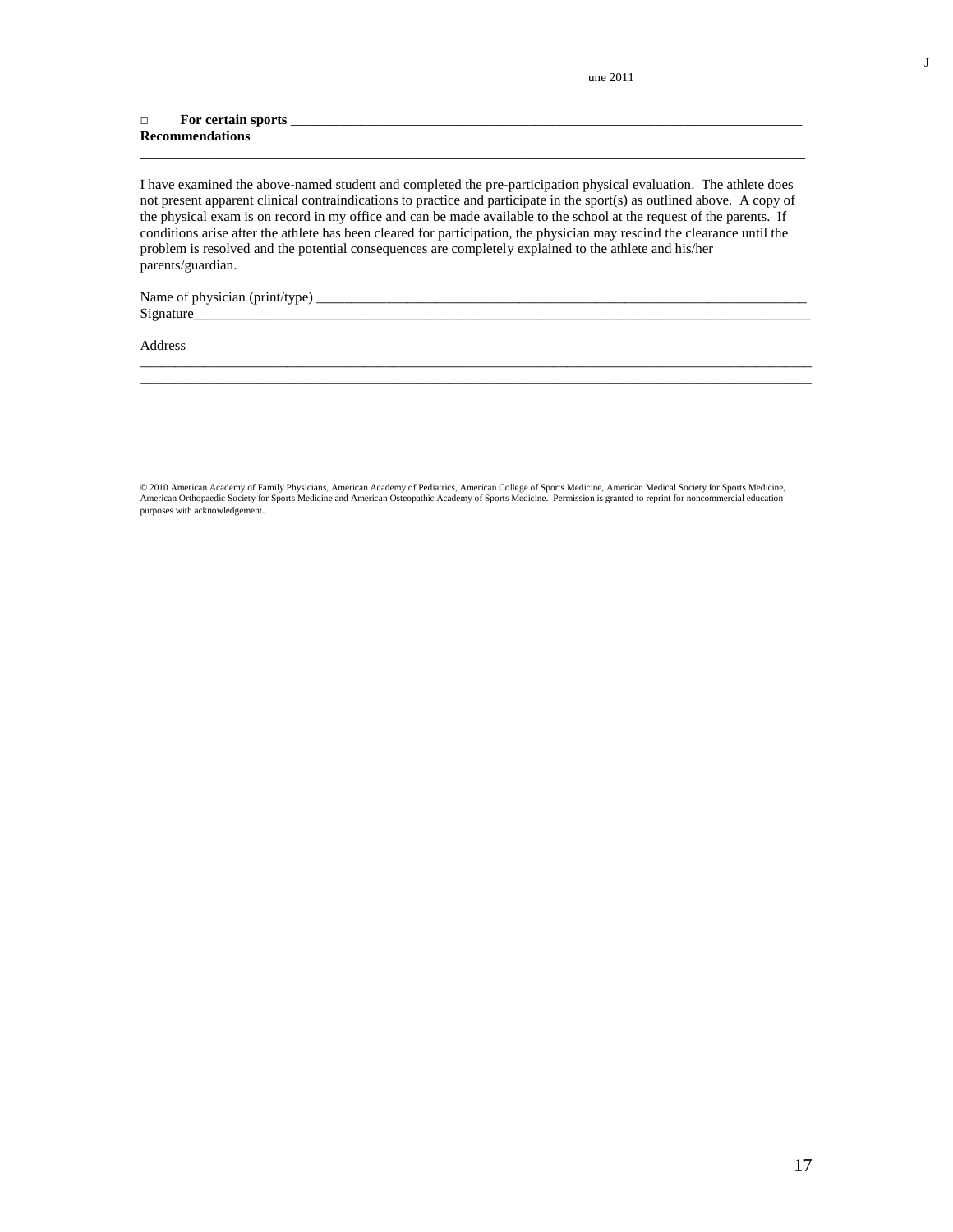□ **For certain sports ___________________________________________________________________________**
**Recommendations**
**_____________________________________________________________________________________________**

I have examined the above-named student and completed the pre-participation physical evaluation. The athlete does not present apparent clinical contraindications to practice and participate in the sport(s) as outlined above. A copy of the physical exam is on record in my office and can be made available to the school at the request of the parents. If conditions arise after the athlete has been cleared for participation, the physician may rescind the clearance until the problem is resolved and the potential consequences are completely explained to the athlete and his/her parents/guardian.

Name of physician (print/type) ______________________________________________________________________
Signature_____________________________________________________________________________________________

Address
_____________________________________________________________________________________________
_____________________________________________________________________________________________

© 2010 American Academy of Family Physicians, American Academy of Pediatrics, American College of Sports Medicine, American Medical Society for Sports Medicine, American Orthopaedic Society for Sports Medicine and American Osteopathic Academy of Sports Medicine. Permission is granted to reprint for noncommercial education purposes with acknowledgement.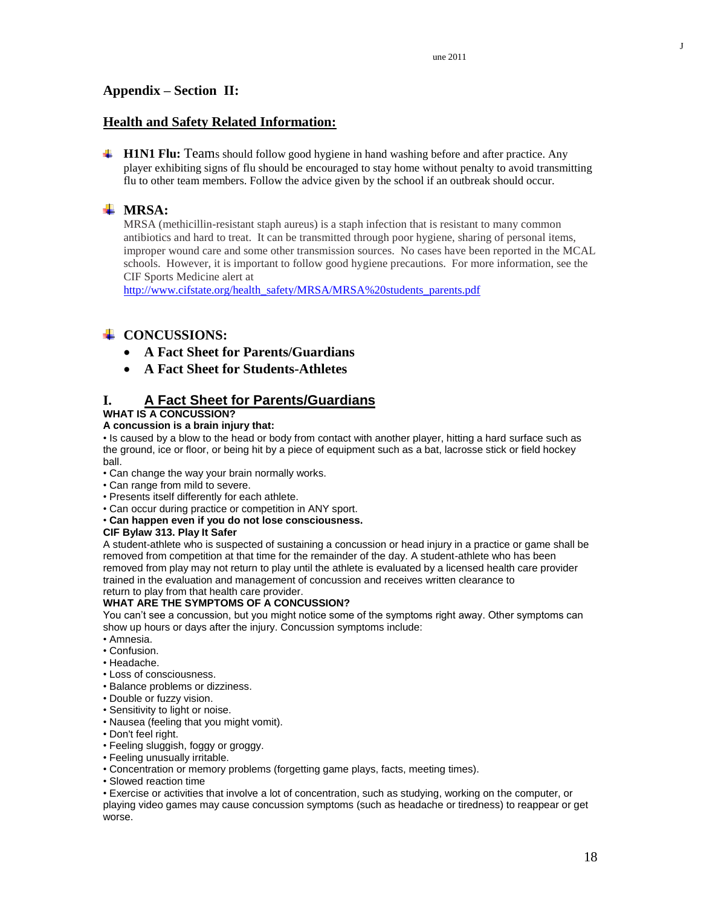## Appendix – Section II:

### Health and Safety Related Information:

- **H1N1 Flu:** Teams should follow good hygiene in hand washing before and after practice. Any player exhibiting signs of flu should be encouraged to stay home without penalty to avoid transmitting flu to other team members. Follow the advice given by the school if an outbreak should occur.

- **MRSA:**
  MRSA (methicillin-resistant staph aureus) is a staph infection that is resistant to many common antibiotics and hard to treat. It can be transmitted through poor hygiene, sharing of personal items, improper wound care and some other transmission sources. No cases have been reported in the MCAL schools. However, it is important to follow good hygiene precautions. For more information, see the CIF Sports Medicine alert at
  http://www.cifstate.org/health_safety/MRSA/MRSA%20students_parents.pdf

- **CONCUSSIONS:**
  - **A Fact Sheet for Parents/Guardians**
  - **A Fact Sheet for Students-Athletes**

## I. A Fact Sheet for Parents/Guardians

**WHAT IS A CONCUSSION?**

**A concussion is a brain injury that:**

- Is caused by a blow to the head or body from contact with another player, hitting a hard surface such as the ground, ice or floor, or being hit by a piece of equipment such as a bat, lacrosse stick or field hockey ball.
- Can change the way your brain normally works.
- Can range from mild to severe.
- Presents itself differently for each athlete.
- Can occur during practice or competition in ANY sport.
- **Can happen even if you do not lose consciousness.**

**CIF Bylaw 313. Play It Safer**

A student-athlete who is suspected of sustaining a concussion or head injury in a practice or game shall be removed from competition at that time for the remainder of the day. A student-athlete who has been removed from play may not return to play until the athlete is evaluated by a licensed health care provider trained in the evaluation and management of concussion and receives written clearance to return to play from that health care provider.

**WHAT ARE THE SYMPTOMS OF A CONCUSSION?**

You can't see a concussion, but you might notice some of the symptoms right away. Other symptoms can show up hours or days after the injury. Concussion symptoms include:

- Amnesia.
- Confusion.
- Headache.
- Loss of consciousness.
- Balance problems or dizziness.
- Double or fuzzy vision.
- Sensitivity to light or noise.
- Nausea (feeling that you might vomit).
- Don't feel right.
- Feeling sluggish, foggy or groggy.
- Feeling unusually irritable.
- Concentration or memory problems (forgetting game plays, facts, meeting times).
- Slowed reaction time
- Exercise or activities that involve a lot of concentration, such as studying, working on the computer, or playing video games may cause concussion symptoms (such as headache or tiredness) to reappear or get worse.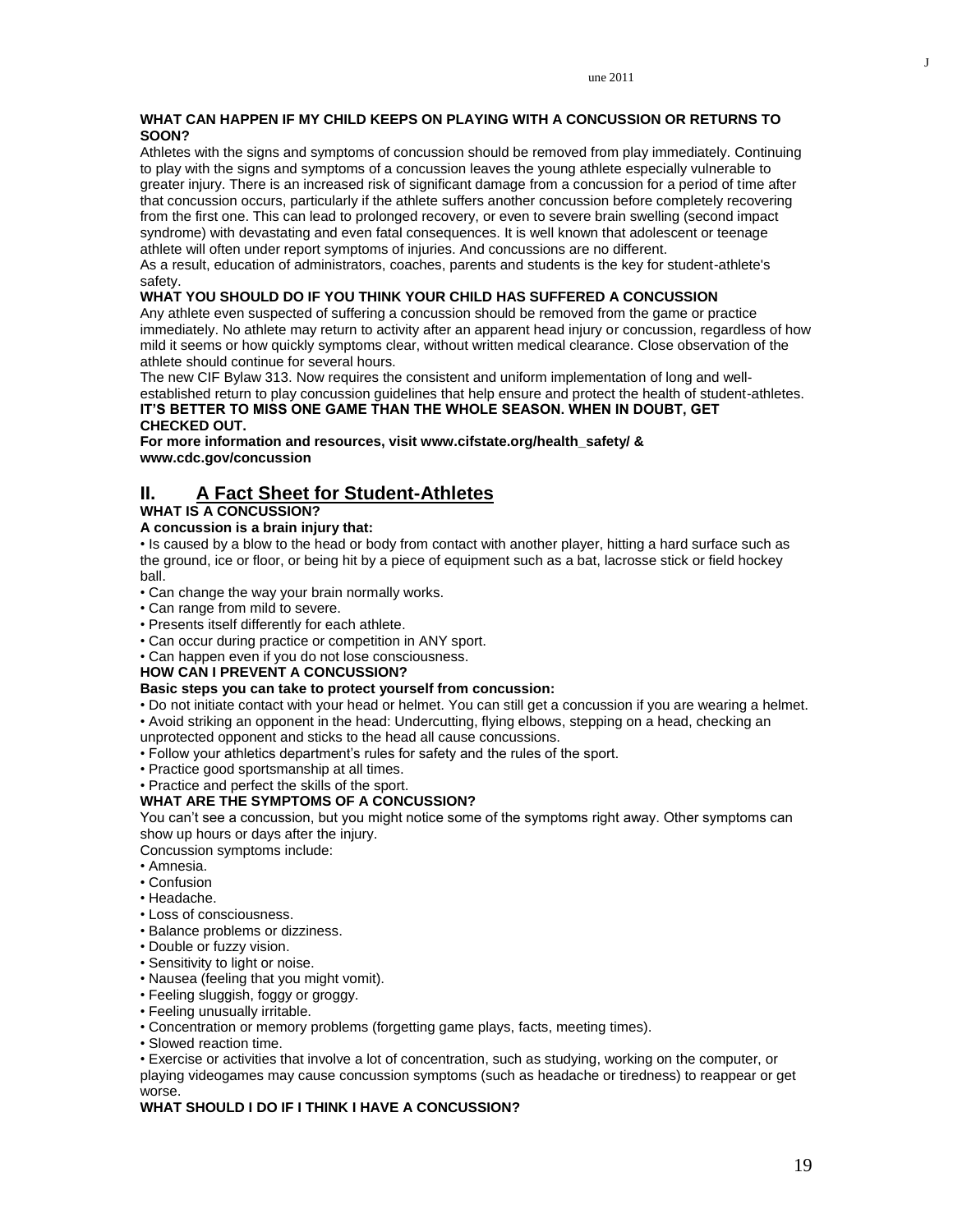**WHAT CAN HAPPEN IF MY CHILD KEEPS ON PLAYING WITH A CONCUSSION OR RETURNS TO SOON?**

Athletes with the signs and symptoms of concussion should be removed from play immediately. Continuing to play with the signs and symptoms of a concussion leaves the young athlete especially vulnerable to greater injury. There is an increased risk of significant damage from a concussion for a period of time after that concussion occurs, particularly if the athlete suffers another concussion before completely recovering from the first one. This can lead to prolonged recovery, or even to severe brain swelling (second impact syndrome) with devastating and even fatal consequences. It is well known that adolescent or teenage athlete will often under report symptoms of injuries. And concussions are no different.

As a result, education of administrators, coaches, parents and students is the key for student-athlete's safety.

**WHAT YOU SHOULD DO IF YOU THINK YOUR CHILD HAS SUFFERED A CONCUSSION**

Any athlete even suspected of suffering a concussion should be removed from the game or practice immediately. No athlete may return to activity after an apparent head injury or concussion, regardless of how mild it seems or how quickly symptoms clear, without written medical clearance. Close observation of the athlete should continue for several hours.

The new CIF Bylaw 313. Now requires the consistent and uniform implementation of long and well-established return to play concussion guidelines that help ensure and protect the health of student-athletes.

**IT'S BETTER TO MISS ONE GAME THAN THE WHOLE SEASON. WHEN IN DOUBT, GET CHECKED OUT.**

**For more information and resources, visit www.cifstate.org/health_safety/ & www.cdc.gov/concussion**

## II. A Fact Sheet for Student-Athletes

**WHAT IS A CONCUSSION?**

**A concussion is a brain injury that:**

- Is caused by a blow to the head or body from contact with another player, hitting a hard surface such as the ground, ice or floor, or being hit by a piece of equipment such as a bat, lacrosse stick or field hockey ball.
- Can change the way your brain normally works.
- Can range from mild to severe.
- Presents itself differently for each athlete.
- Can occur during practice or competition in ANY sport.
- Can happen even if you do not lose consciousness.

**HOW CAN I PREVENT A CONCUSSION?**

**Basic steps you can take to protect yourself from concussion:**

- Do not initiate contact with your head or helmet. You can still get a concussion if you are wearing a helmet.
- Avoid striking an opponent in the head: Undercutting, flying elbows, stepping on a head, checking an unprotected opponent and sticks to the head all cause concussions.
- Follow your athletics department's rules for safety and the rules of the sport.
- Practice good sportsmanship at all times.
- Practice and perfect the skills of the sport.

**WHAT ARE THE SYMPTOMS OF A CONCUSSION?**

You can't see a concussion, but you might notice some of the symptoms right away. Other symptoms can show up hours or days after the injury.

Concussion symptoms include:

- Amnesia.
- Confusion
- Headache.
- Loss of consciousness.
- Balance problems or dizziness.
- Double or fuzzy vision.
- Sensitivity to light or noise.
- Nausea (feeling that you might vomit).
- Feeling sluggish, foggy or groggy.
- Feeling unusually irritable.
- Concentration or memory problems (forgetting game plays, facts, meeting times).
- Slowed reaction time.
- Exercise or activities that involve a lot of concentration, such as studying, working on the computer, or playing videogames may cause concussion symptoms (such as headache or tiredness) to reappear or get worse.

**WHAT SHOULD I DO IF I THINK I HAVE A CONCUSSION?**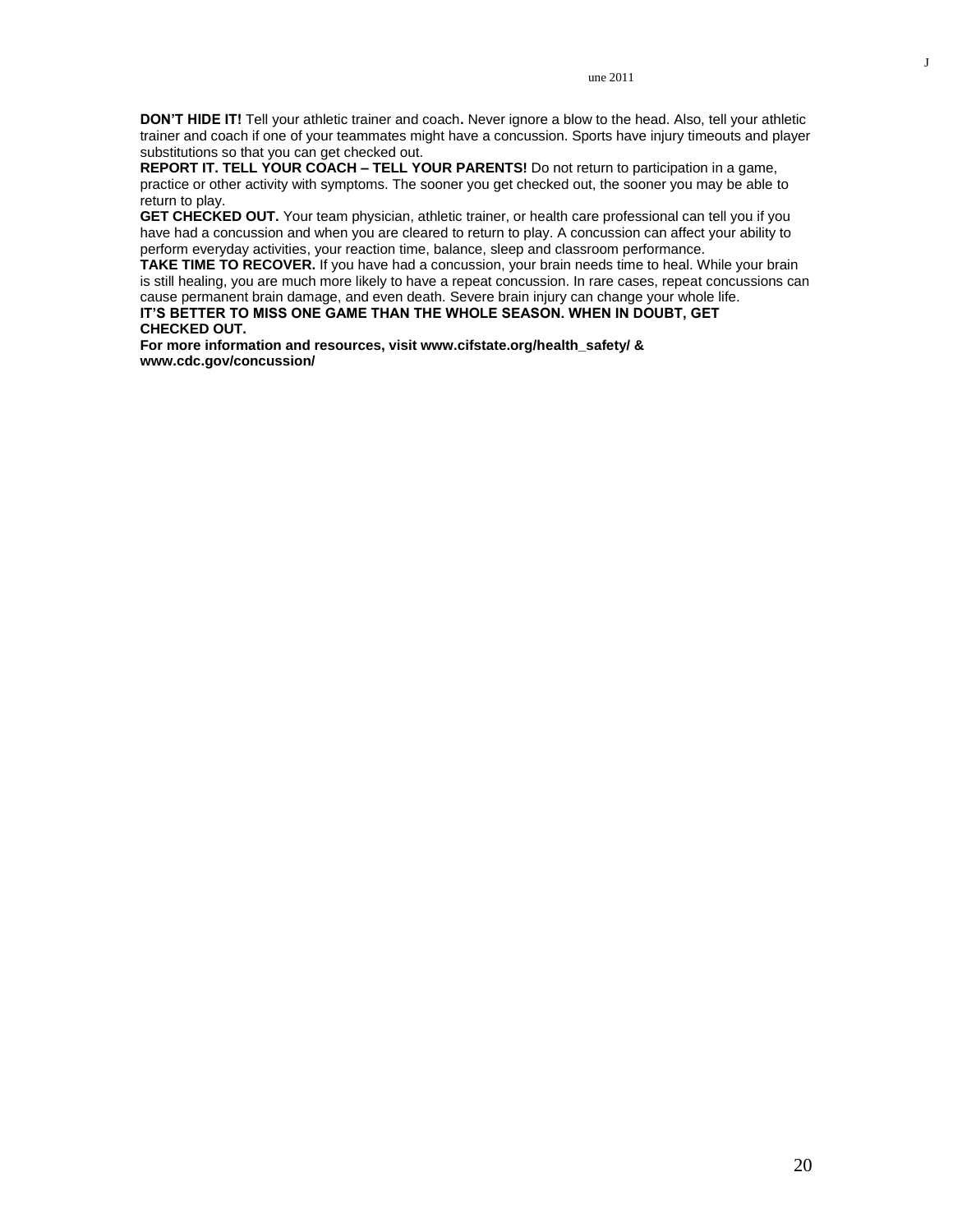**DON'T HIDE IT!** Tell your athletic trainer and coach**.** Never ignore a blow to the head. Also, tell your athletic trainer and coach if one of your teammates might have a concussion. Sports have injury timeouts and player substitutions so that you can get checked out.

**REPORT IT. TELL YOUR COACH – TELL YOUR PARENTS!** Do not return to participation in a game, practice or other activity with symptoms. The sooner you get checked out, the sooner you may be able to return to play.

**GET CHECKED OUT.** Your team physician, athletic trainer, or health care professional can tell you if you have had a concussion and when you are cleared to return to play. A concussion can affect your ability to perform everyday activities, your reaction time, balance, sleep and classroom performance.

**TAKE TIME TO RECOVER.** If you have had a concussion, your brain needs time to heal. While your brain is still healing, you are much more likely to have a repeat concussion. In rare cases, repeat concussions can cause permanent brain damage, and even death. Severe brain injury can change your whole life.

**IT'S BETTER TO MISS ONE GAME THAN THE WHOLE SEASON. WHEN IN DOUBT, GET CHECKED OUT.**

**For more information and resources, visit www.cifstate.org/health_safety/ & www.cdc.gov/concussion/**